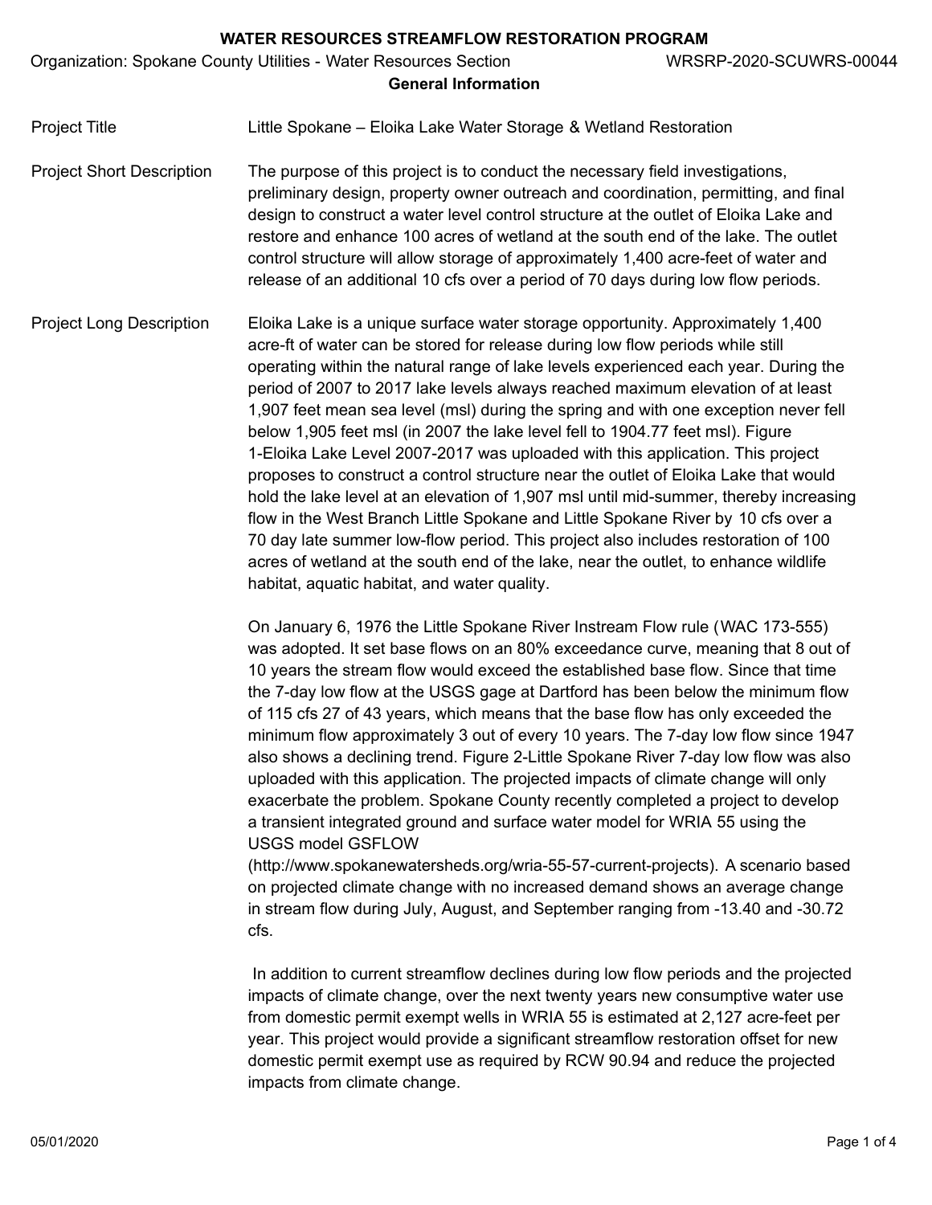## WATER RESOURCES STREAMFLOW RESTORATION PROGRAM

Organization: Spokane County Utilities - Water Resources Section WRSRP-2020-SCUWRS-00044

### General Information

| | |
|---|---|
| Project Title | Little Spokane – Eloika Lake Water Storage & Wetland Restoration |
| Project Short Description | The purpose of this project is to conduct the necessary field investigations, preliminary design, property owner outreach and coordination, permitting, and final design to construct a water level control structure at the outlet of Eloika Lake and restore and enhance 100 acres of wetland at the south end of the lake. The outlet control structure will allow storage of approximately 1,400 acre-feet of water and release of an additional 10 cfs over a period of 70 days during low flow periods. |

**Project Long Description**

Eloika Lake is a unique surface water storage opportunity. Approximately 1,400 acre-ft of water can be stored for release during low flow periods while still operating within the natural range of lake levels experienced each year. During the period of 2007 to 2017 lake levels always reached maximum elevation of at least 1,907 feet mean sea level (msl) during the spring and with one exception never fell below 1,905 feet msl (in 2007 the lake level fell to 1904.77 feet msl). Figure 1-Eloika Lake Level 2007-2017 was uploaded with this application. This project proposes to construct a control structure near the outlet of Eloika Lake that would hold the lake level at an elevation of 1,907 msl until mid-summer, thereby increasing flow in the West Branch Little Spokane and Little Spokane River by 10 cfs over a 70 day late summer low-flow period. This project also includes restoration of 100 acres of wetland at the south end of the lake, near the outlet, to enhance wildlife habitat, aquatic habitat, and water quality.

On January 6, 1976 the Little Spokane River Instream Flow rule (WAC 173-555) was adopted. It set base flows on an 80% exceedance curve, meaning that 8 out of 10 years the stream flow would exceed the established base flow. Since that time the 7-day low flow at the USGS gage at Dartford has been below the minimum flow of 115 cfs 27 of 43 years, which means that the base flow has only exceeded the minimum flow approximately 3 out of every 10 years. The 7-day low flow since 1947 also shows a declining trend. Figure 2-Little Spokane River 7-day low flow was also uploaded with this application. The projected impacts of climate change will only exacerbate the problem. Spokane County recently completed a project to develop a transient integrated ground and surface water model for WRIA 55 using the USGS model GSFLOW (http://www.spokanewatersheds.org/wria-55-57-current-projects). A scenario based on projected climate change with no increased demand shows an average change in stream flow during July, August, and September ranging from -13.40 and -30.72 cfs.

In addition to current streamflow declines during low flow periods and the projected impacts of climate change, over the next twenty years new consumptive water use from domestic permit exempt wells in WRIA 55 is estimated at 2,127 acre-feet per year. This project would provide a significant streamflow restoration offset for new domestic permit exempt use as required by RCW 90.94 and reduce the projected impacts from climate change.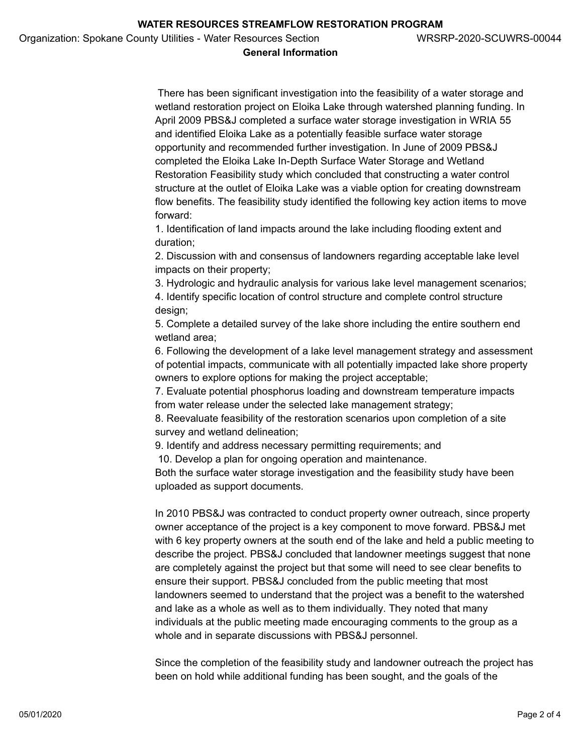There has been significant investigation into the feasibility of a water storage and wetland restoration project on Eloika Lake through watershed planning funding. In April 2009 PBS&J completed a surface water storage investigation in WRIA 55 and identified Eloika Lake as a potentially feasible surface water storage opportunity and recommended further investigation. In June of 2009 PBS&J completed the Eloika Lake In-Depth Surface Water Storage and Wetland Restoration Feasibility study which concluded that constructing a water control structure at the outlet of Eloika Lake was a viable option for creating downstream flow benefits. The feasibility study identified the following key action items to move forward:

1. Identification of land impacts around the lake including flooding extent and duration;
2. Discussion with and consensus of landowners regarding acceptable lake level impacts on their property;
3. Hydrologic and hydraulic analysis for various lake level management scenarios;
4. Identify specific location of control structure and complete control structure design;
5. Complete a detailed survey of the lake shore including the entire southern end wetland area;
6. Following the development of a lake level management strategy and assessment of potential impacts, communicate with all potentially impacted lake shore property owners to explore options for making the project acceptable;
7. Evaluate potential phosphorus loading and downstream temperature impacts from water release under the selected lake management strategy;
8. Reevaluate feasibility of the restoration scenarios upon completion of a site survey and wetland delineation;
9. Identify and address necessary permitting requirements; and
10. Develop a plan for ongoing operation and maintenance.

Both the surface water storage investigation and the feasibility study have been uploaded as support documents.

In 2010 PBS&J was contracted to conduct property owner outreach, since property owner acceptance of the project is a key component to move forward. PBS&J met with 6 key property owners at the south end of the lake and held a public meeting to describe the project. PBS&J concluded that landowner meetings suggest that none are completely against the project but that some will need to see clear benefits to ensure their support. PBS&J concluded from the public meeting that most landowners seemed to understand that the project was a benefit to the watershed and lake as a whole as well as to them individually. They noted that many individuals at the public meeting made encouraging comments to the group as a whole and in separate discussions with PBS&J personnel.

Since the completion of the feasibility study and landowner outreach the project has been on hold while additional funding has been sought, and the goals of the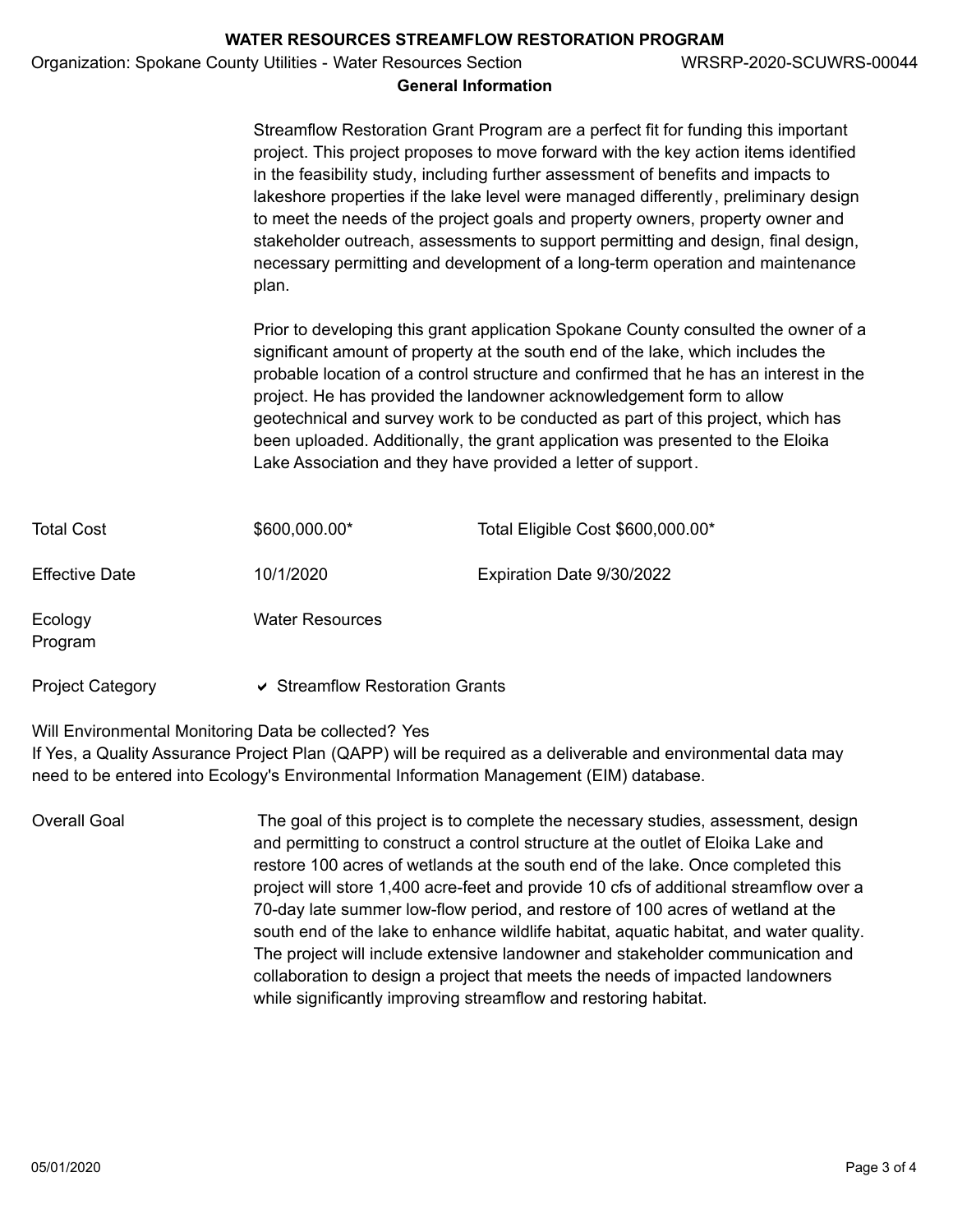## General Information

Streamflow Restoration Grant Program are a perfect fit for funding this important project. This project proposes to move forward with the key action items identified in the feasibility study, including further assessment of benefits and impacts to lakeshore properties if the lake level were managed differently, preliminary design to meet the needs of the project goals and property owners, property owner and stakeholder outreach, assessments to support permitting and design, final design, necessary permitting and development of a long-term operation and maintenance plan.

Prior to developing this grant application Spokane County consulted the owner of a significant amount of property at the south end of the lake, which includes the probable location of a control structure and confirmed that he has an interest in the project. He has provided the landowner acknowledgement form to allow geotechnical and survey work to be conducted as part of this project, which has been uploaded. Additionally, the grant application was presented to the Eloika Lake Association and they have provided a letter of support.

| | | |
|---|---|---|
| Total Cost | $600,000.00* | Total Eligible Cost $600,000.00* |
| Effective Date | 10/1/2020 | Expiration Date 9/30/2022 |
| Ecology Program | Water Resources | |
| Project Category | ✔ Streamflow Restoration Grants | |

Will Environmental Monitoring Data be collected? Yes
If Yes, a Quality Assurance Project Plan (QAPP) will be required as a deliverable and environmental data may need to be entered into Ecology's Environmental Information Management (EIM) database.

Overall Goal

The goal of this project is to complete the necessary studies, assessment, design and permitting to construct a control structure at the outlet of Eloika Lake and restore 100 acres of wetlands at the south end of the lake. Once completed this project will store 1,400 acre-feet and provide 10 cfs of additional streamflow over a 70-day late summer low-flow period, and restore of 100 acres of wetland at the south end of the lake to enhance wildlife habitat, aquatic habitat, and water quality. The project will include extensive landowner and stakeholder communication and collaboration to design a project that meets the needs of impacted landowners while significantly improving streamflow and restoring habitat.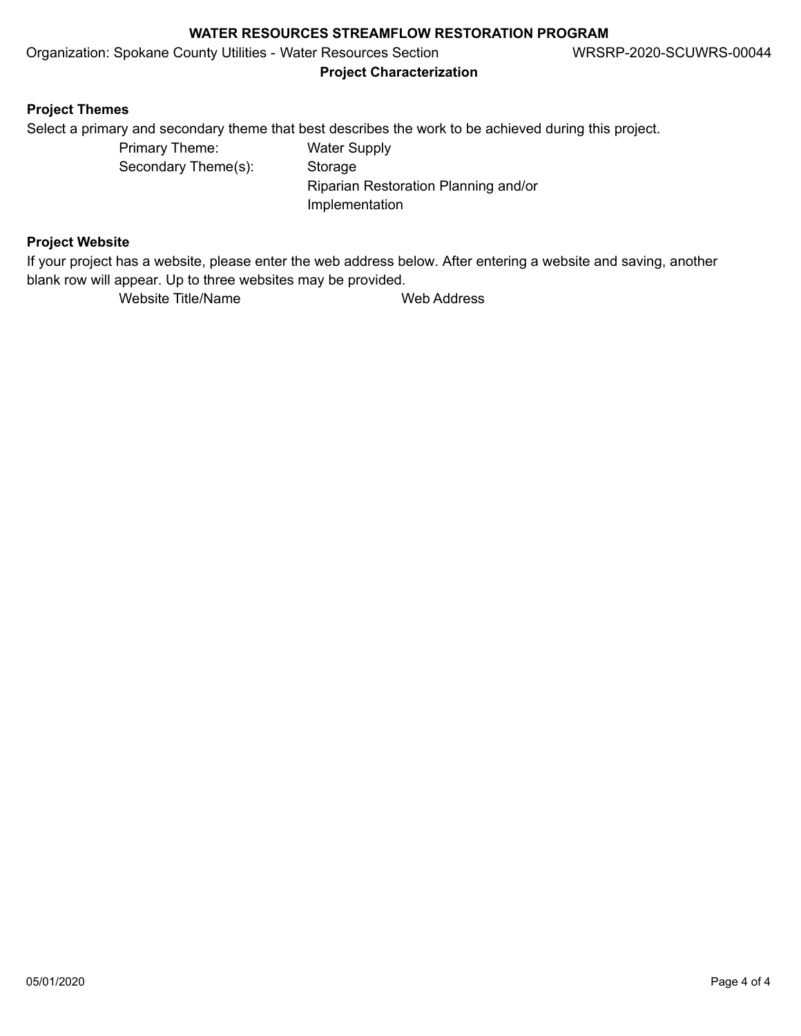**Project Characterization**

**Project Themes**

Select a primary and secondary theme that best describes the work to be achieved during this project.

| | |
|---|---|
| Primary Theme: | Water Supply |
| Secondary Theme(s): | Storage |
| | Riparian Restoration Planning and/or Implementation |

**Project Website**

If your project has a website, please enter the web address below. After entering a website and saving, another blank row will appear. Up to three websites may be provided.

| Website Title/Name | Web Address |
|---|---|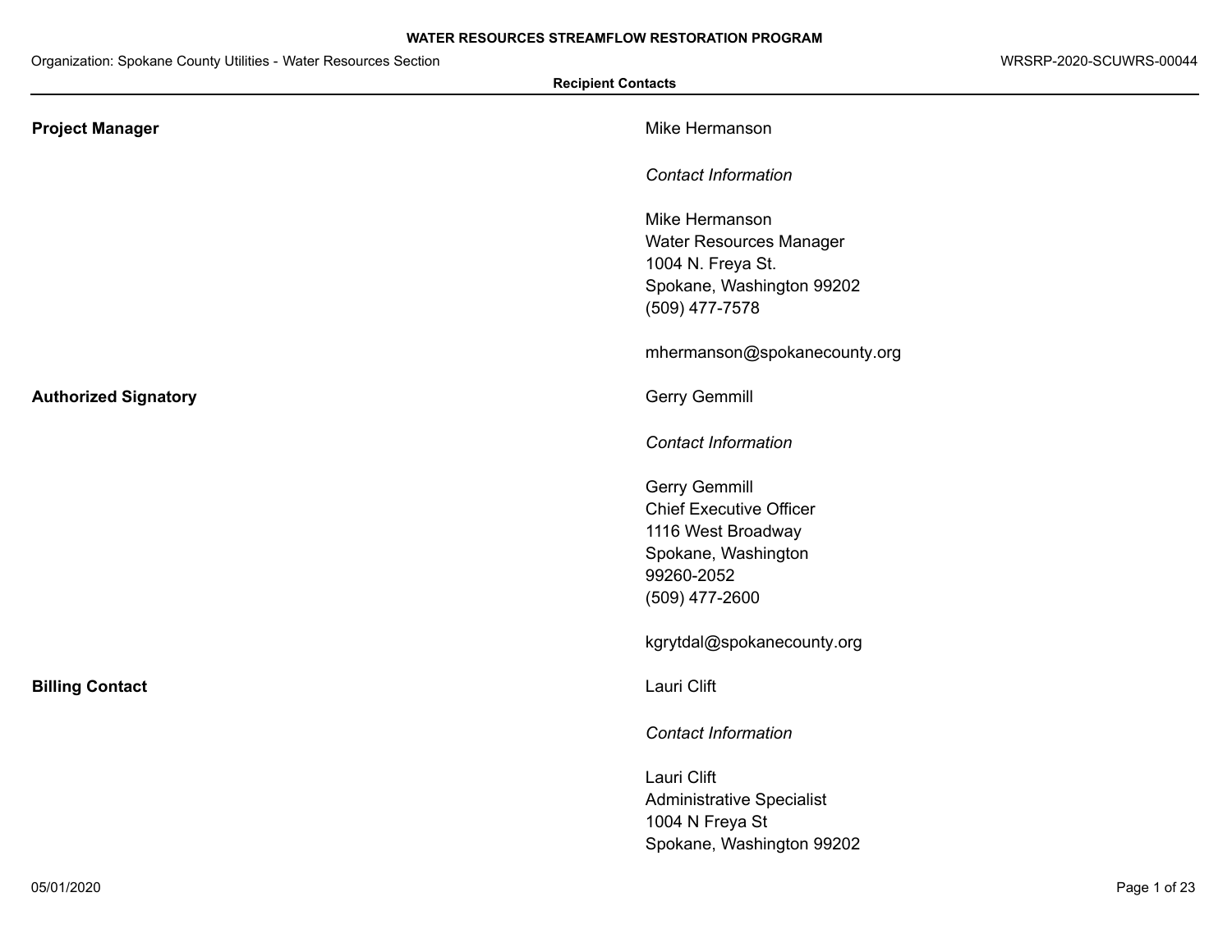**Recipient Contacts**

**Project Manager**

Mike Hermanson

*Contact Information*

Mike Hermanson
Water Resources Manager
1004 N. Freya St.
Spokane, Washington 99202
(509) 477-7578

mhermanson@spokanecounty.org

**Authorized Signatory**

Gerry Gemmill

*Contact Information*

Gerry Gemmill
Chief Executive Officer
1116 West Broadway
Spokane, Washington
99260-2052
(509) 477-2600

kgrytdal@spokanecounty.org

**Billing Contact**

Lauri Clift

*Contact Information*

Lauri Clift
Administrative Specialist
1004 N Freya St
Spokane, Washington 99202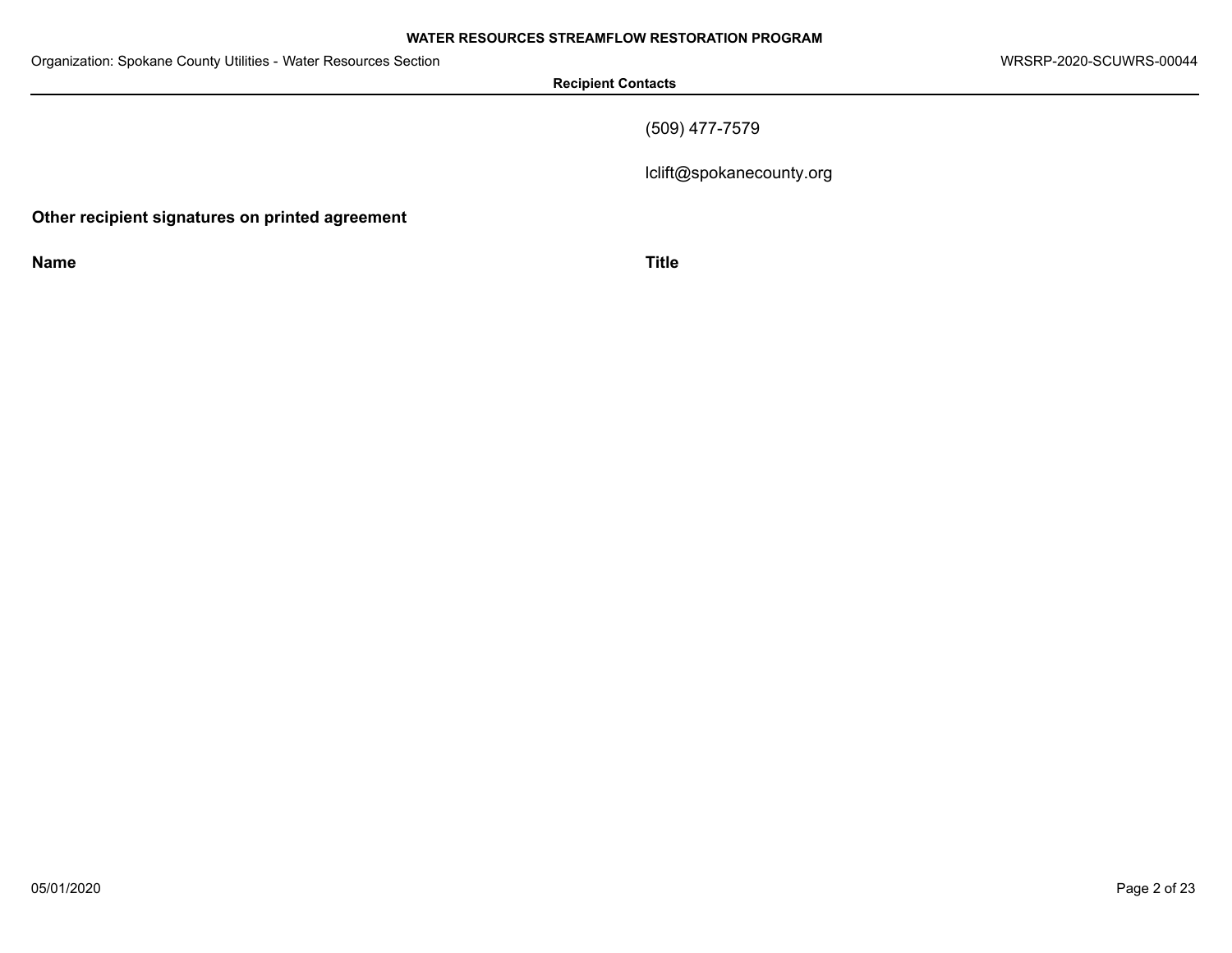(509) 477-7579

lclift@spokanecounty.org

**Other recipient signatures on printed agreement**

| **Name** | **Title** |
|---|---|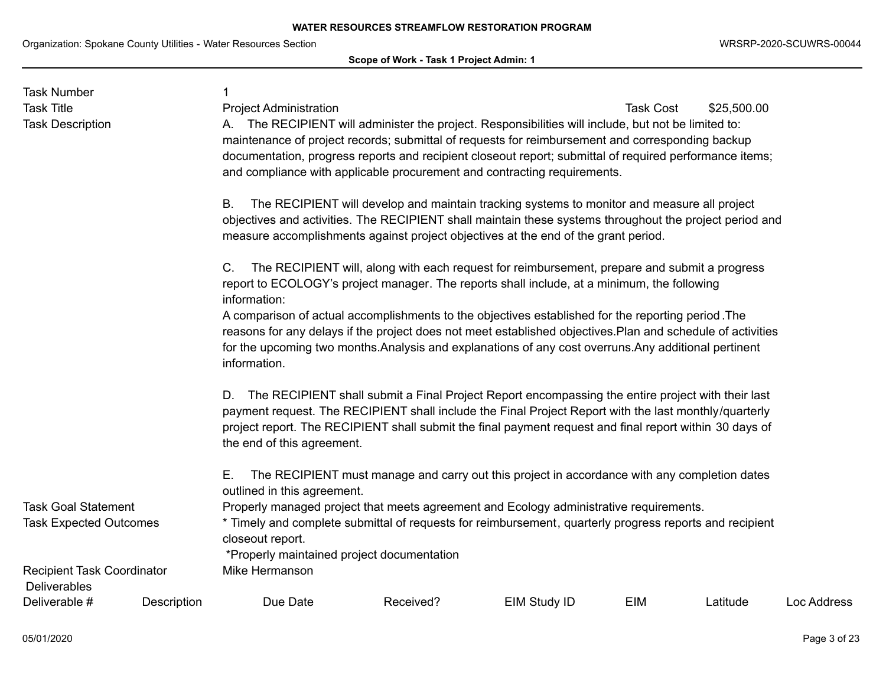Task Number: 1

Task Title: Project Administration

Task Cost: $25,500.00

Task Description:

A. The RECIPIENT will administer the project. Responsibilities will include, but not be limited to: maintenance of project records; submittal of requests for reimbursement and corresponding backup documentation, progress reports and recipient closeout report; submittal of required performance items; and compliance with applicable procurement and contracting requirements.

B. The RECIPIENT will develop and maintain tracking systems to monitor and measure all project objectives and activities. The RECIPIENT shall maintain these systems throughout the project period and measure accomplishments against project objectives at the end of the grant period.

C. The RECIPIENT will, along with each request for reimbursement, prepare and submit a progress report to ECOLOGY's project manager. The reports shall include, at a minimum, the following information:
A comparison of actual accomplishments to the objectives established for the reporting period .The reasons for any delays if the project does not meet established objectives.Plan and schedule of activities for the upcoming two months.Analysis and explanations of any cost overruns.Any additional pertinent information.

D. The RECIPIENT shall submit a Final Project Report encompassing the entire project with their last payment request. The RECIPIENT shall include the Final Project Report with the last monthly/quarterly project report. The RECIPIENT shall submit the final payment request and final report within 30 days of the end of this agreement.

E. The RECIPIENT must manage and carry out this project in accordance with any completion dates outlined in this agreement.

Task Goal Statement: Properly managed project that meets agreement and Ecology administrative requirements.

Task Expected Outcomes:
* Timely and complete submittal of requests for reimbursement, quarterly progress reports and recipient closeout report.
*Properly maintained project documentation

Recipient Task Coordinator: Mike Hermanson

Deliverables

| Deliverable # | Description | Due Date | Received? | EIM Study ID | EIM | Latitude | Loc Address |
|---|---|---|---|---|---|---|---|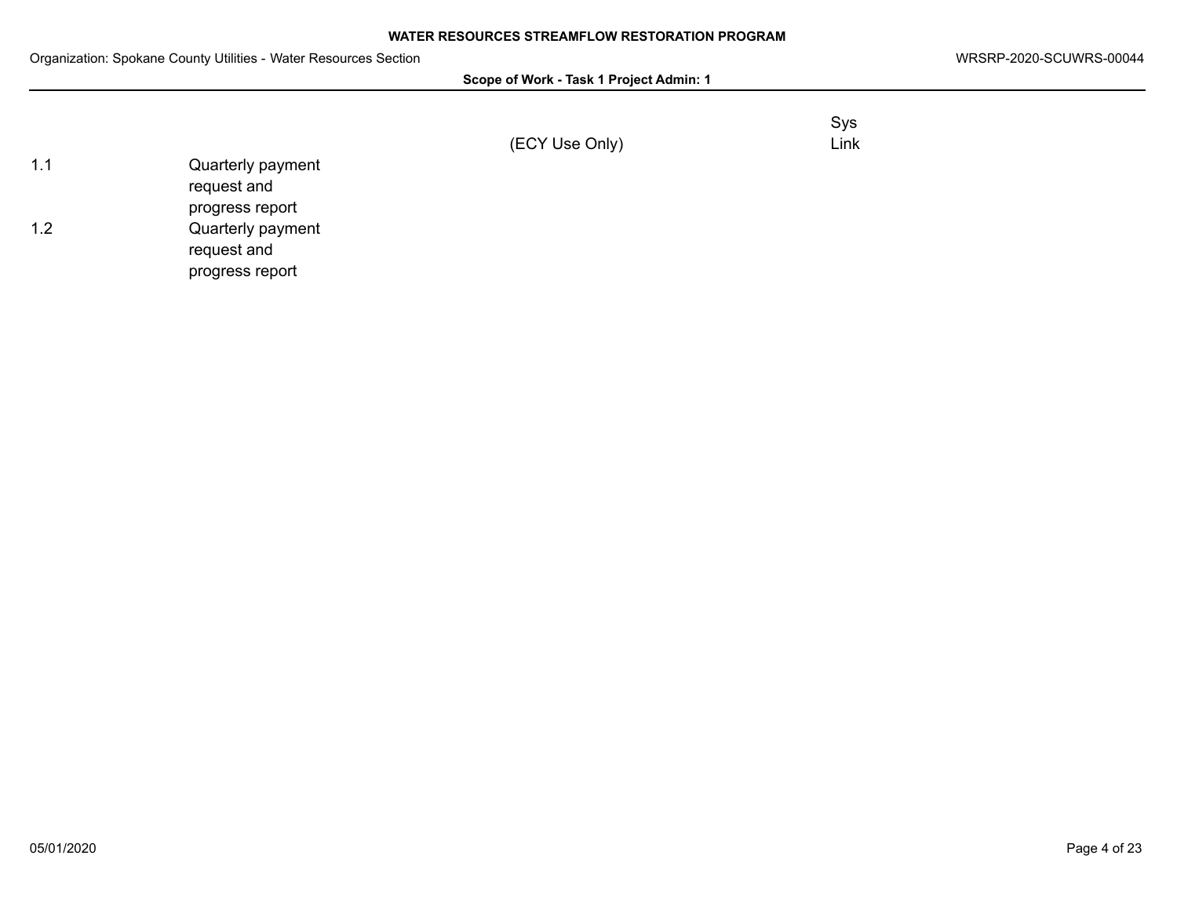**Scope of Work - Task 1 Project Admin: 1**

| | | (ECY Use Only) | Sys Link |
|---|---|---|---|
| 1.1 | Quarterly payment request and progress report | | |
| 1.2 | Quarterly payment request and progress report | | |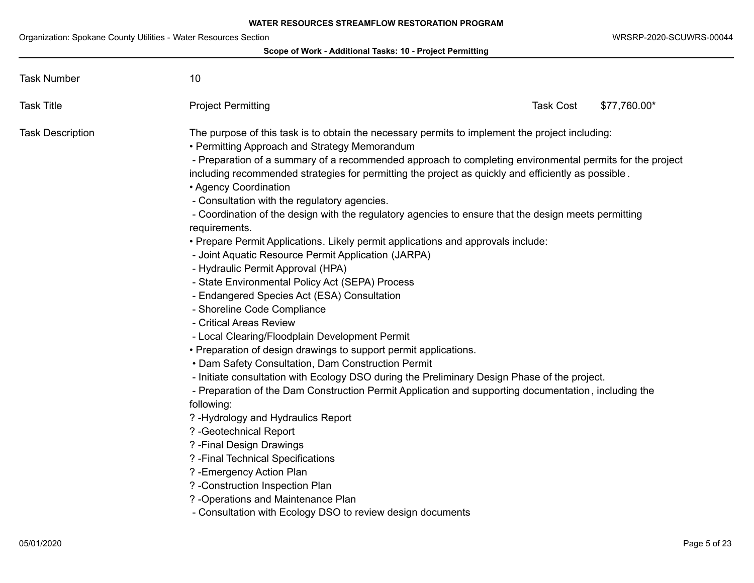**Scope of Work - Additional Tasks: 10 - Project Permitting**

| | | | |
|---|---|---|---|
| Task Number | 10 | | |
| Task Title | Project Permitting | Task Cost | $77,760.00* |

**Task Description**

The purpose of this task is to obtain the necessary permits to implement the project including:

• Permitting Approach and Strategy Memorandum

 - Preparation of a summary of a recommended approach to completing environmental permits for the project including recommended strategies for permitting the project as quickly and efficiently as possible.

• Agency Coordination

 - Consultation with the regulatory agencies.

 - Coordination of the design with the regulatory agencies to ensure that the design meets permitting requirements.

• Prepare Permit Applications. Likely permit applications and approvals include:

 - Joint Aquatic Resource Permit Application (JARPA)

 - Hydraulic Permit Approval (HPA)

 - State Environmental Policy Act (SEPA) Process

 - Endangered Species Act (ESA) Consultation

 - Shoreline Code Compliance

 - Critical Areas Review

 - Local Clearing/Floodplain Development Permit

• Preparation of design drawings to support permit applications.

• Dam Safety Consultation, Dam Construction Permit

 - Initiate consultation with Ecology DSO during the Preliminary Design Phase of the project.

 - Preparation of the Dam Construction Permit Application and supporting documentation, including the following:

? -Hydrology and Hydraulics Report

? -Geotechnical Report

? -Final Design Drawings

? -Final Technical Specifications

? -Emergency Action Plan

? -Construction Inspection Plan

? -Operations and Maintenance Plan

 - Consultation with Ecology DSO to review design documents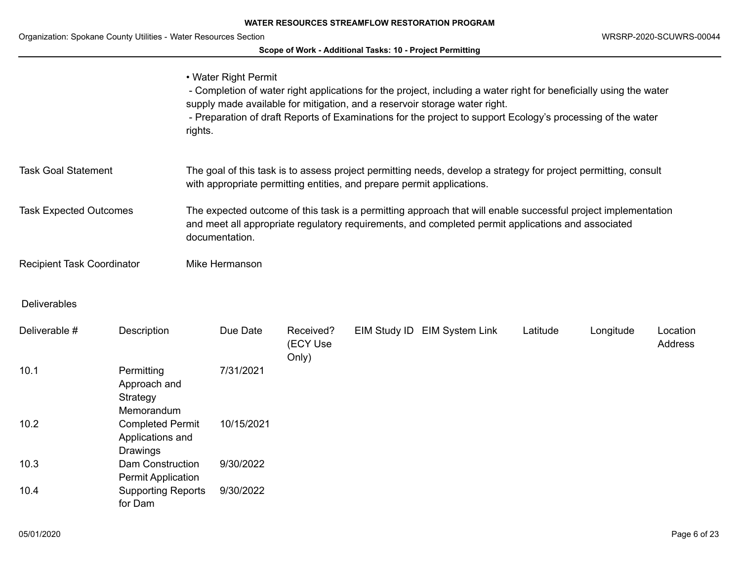• Water Right Permit
 - Completion of water right applications for the project, including a water right for beneficially using the water supply made available for mitigation, and a reservoir storage water right.
 - Preparation of draft Reports of Examinations for the project to support Ecology's processing of the water rights.

| | |
|---|---|
| Task Goal Statement | The goal of this task is to assess project permitting needs, develop a strategy for project permitting, consult with appropriate permitting entities, and prepare permit applications. |
| Task Expected Outcomes | The expected outcome of this task is a permitting approach that will enable successful project implementation and meet all appropriate regulatory requirements, and completed permit applications and associated documentation. |
| Recipient Task Coordinator | Mike Hermanson |

Deliverables

| Deliverable # | Description | Due Date | Received? (ECY Use Only) | EIM Study ID | EIM System Link | Latitude | Longitude | Location Address |
|---|---|---|---|---|---|---|---|---|
| 10.1 | Permitting Approach and Strategy Memorandum | 7/31/2021 | | | | | | |
| 10.2 | Completed Permit Applications and Drawings | 10/15/2021 | | | | | | |
| 10.3 | Dam Construction Permit Application | 9/30/2022 | | | | | | |
| 10.4 | Supporting Reports for Dam | 9/30/2022 | | | | | | |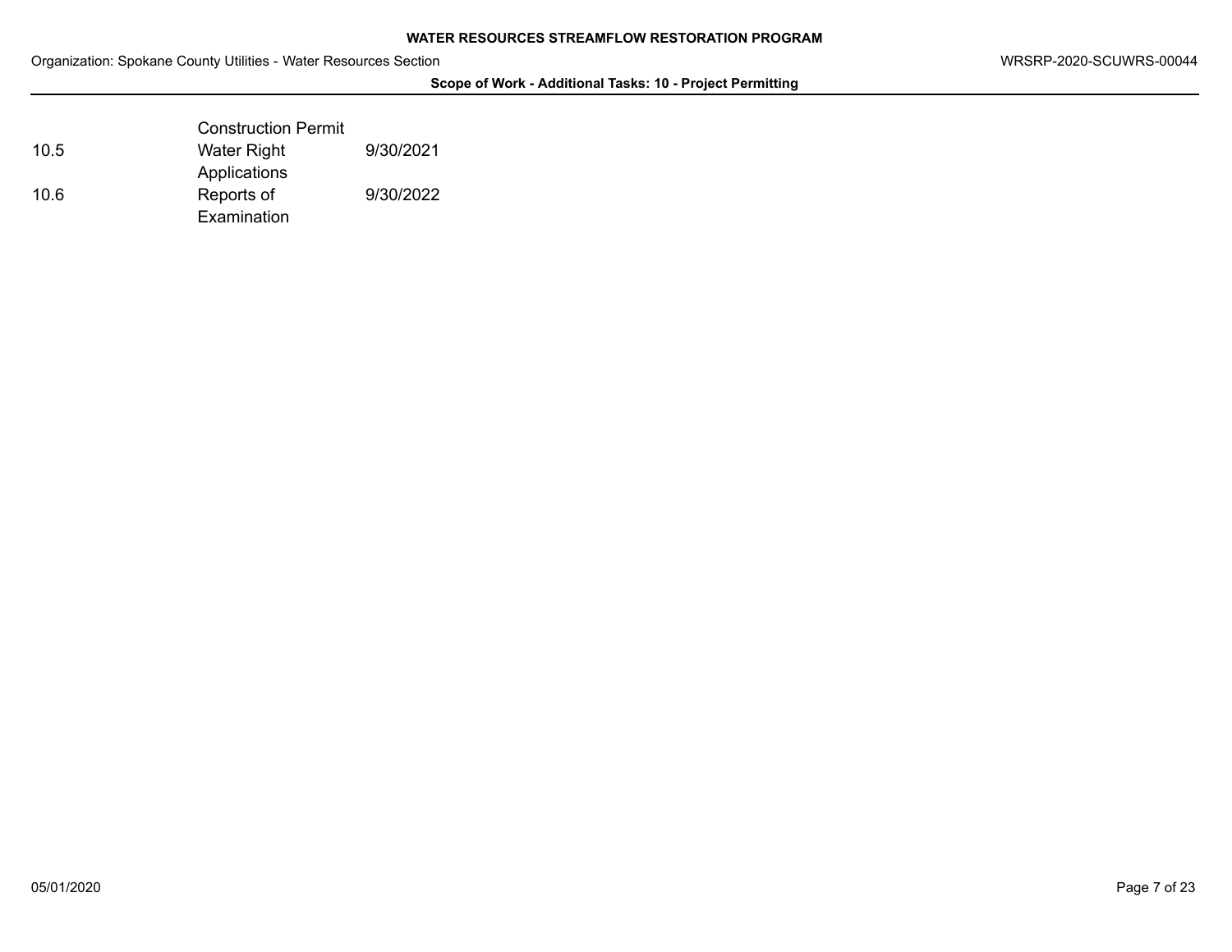| | | |
|---|---|---|
| | Construction Permit | |
| 10.5 | Water Right Applications | 9/30/2021 |
| 10.6 | Reports of Examination | 9/30/2022 |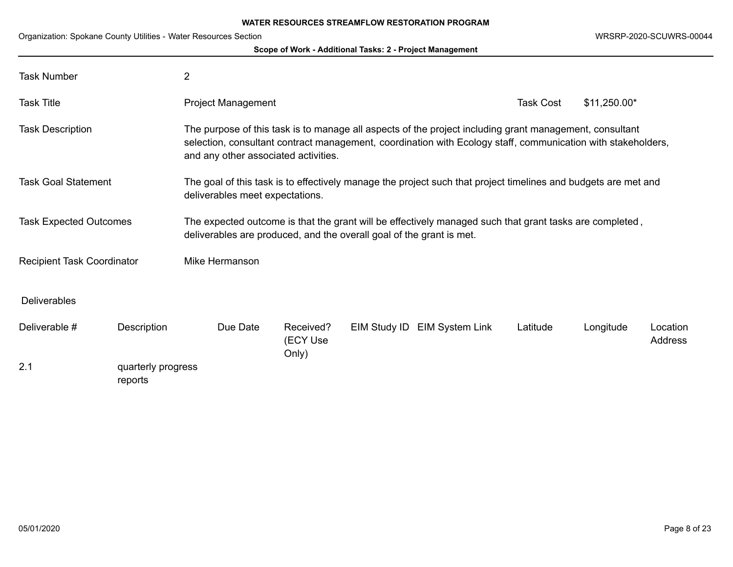## Scope of Work - Additional Tasks: 2 - Project Management

| | | | |
|---|---|---|---|
| Task Number | 2 | | |
| Task Title | Project Management | Task Cost | $11,250.00* |
| Task Description | The purpose of this task is to manage all aspects of the project including grant management, consultant selection, consultant contract management, coordination with Ecology staff, communication with stakeholders, and any other associated activities. | | |
| Task Goal Statement | The goal of this task is to effectively manage the project such that project timelines and budgets are met and deliverables meet expectations. | | |
| Task Expected Outcomes | The expected outcome is that the grant will be effectively managed such that grant tasks are completed , deliverables are produced, and the overall goal of the grant is met. | | |
| Recipient Task Coordinator | Mike Hermanson | | |

### Deliverables

| Deliverable # | Description | Due Date | Received? (ECY Use Only) | EIM Study ID | EIM System Link | Latitude | Longitude | Location Address |
|---|---|---|---|---|---|---|---|---|
| 2.1 | quarterly progress reports | | | | | | | |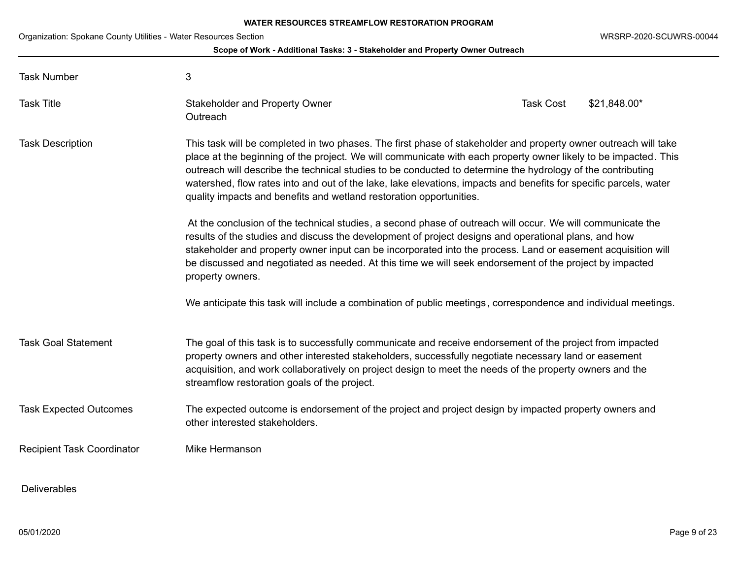**Scope of Work - Additional Tasks: 3 - Stakeholder and Property Owner Outreach**

| | | | |
|---|---|---|---|
| Task Number | 3 | | |
| Task Title | Stakeholder and Property Owner Outreach | Task Cost | $21,848.00* |

**Task Description**

This task will be completed in two phases. The first phase of stakeholder and property owner outreach will take place at the beginning of the project. We will communicate with each property owner likely to be impacted. This outreach will describe the technical studies to be conducted to determine the hydrology of the contributing watershed, flow rates into and out of the lake, lake elevations, impacts and benefits for specific parcels, water quality impacts and benefits and wetland restoration opportunities.

At the conclusion of the technical studies, a second phase of outreach will occur. We will communicate the results of the studies and discuss the development of project designs and operational plans, and how stakeholder and property owner input can be incorporated into the process. Land or easement acquisition will be discussed and negotiated as needed. At this time we will seek endorsement of the project by impacted property owners.

We anticipate this task will include a combination of public meetings, correspondence and individual meetings.

**Task Goal Statement**

The goal of this task is to successfully communicate and receive endorsement of the project from impacted property owners and other interested stakeholders, successfully negotiate necessary land or easement acquisition, and work collaboratively on project design to meet the needs of the property owners and the streamflow restoration goals of the project.

**Task Expected Outcomes**

The expected outcome is endorsement of the project and project design by impacted property owners and other interested stakeholders.

**Recipient Task Coordinator**

Mike Hermanson

**Deliverables**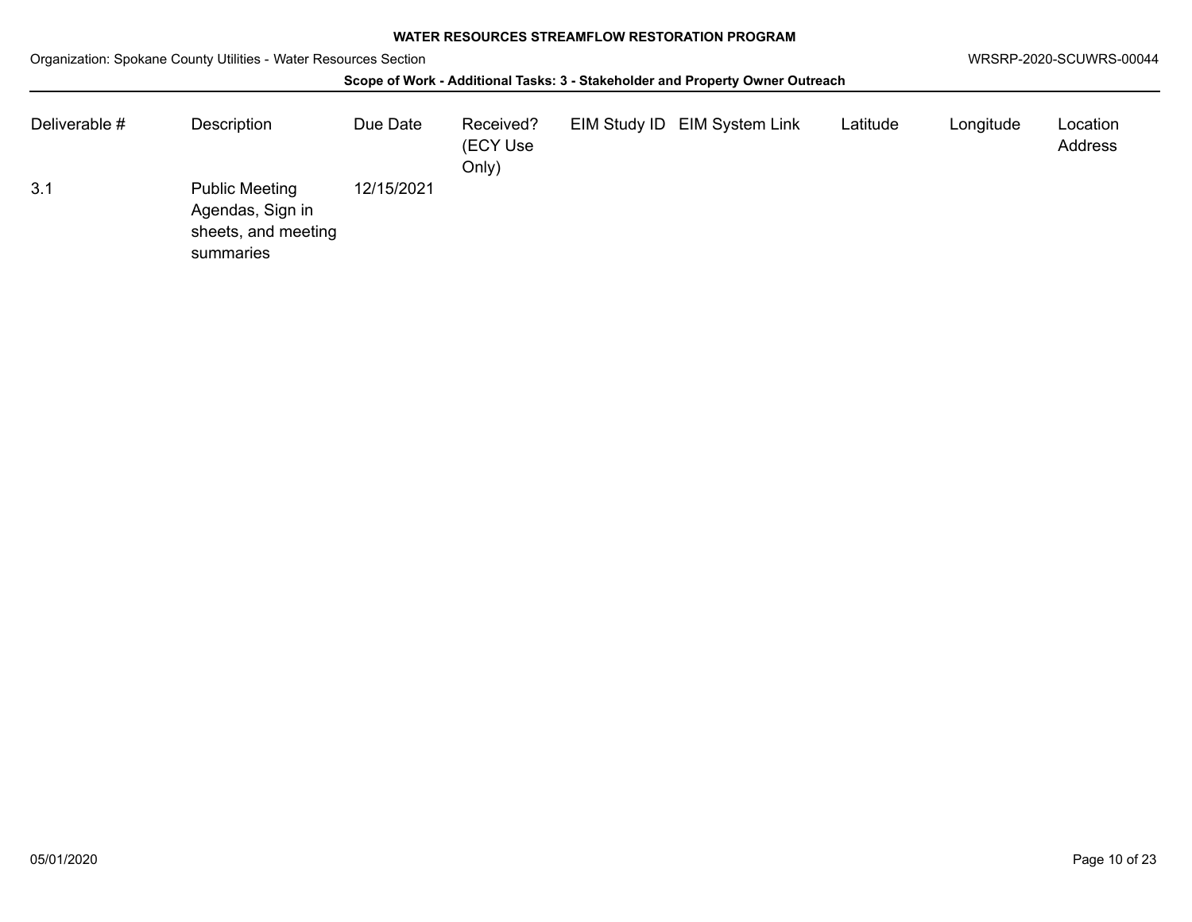**WATER RESOURCES STREAMFLOW RESTORATION PROGRAM**

Organization: Spokane County Utilities - Water Resources Section

WRSRP-2020-SCUWRS-00044

**Scope of Work - Additional Tasks: 3 - Stakeholder and Property Owner Outreach**

| Deliverable # | Description | Due Date | Received? (ECY Use Only) | EIM Study ID | EIM System Link | Latitude | Longitude | Location Address |
|---|---|---|---|---|---|---|---|---|
| 3.1 | Public Meeting Agendas, Sign in sheets, and meeting summaries | 12/15/2021 | | | | | | |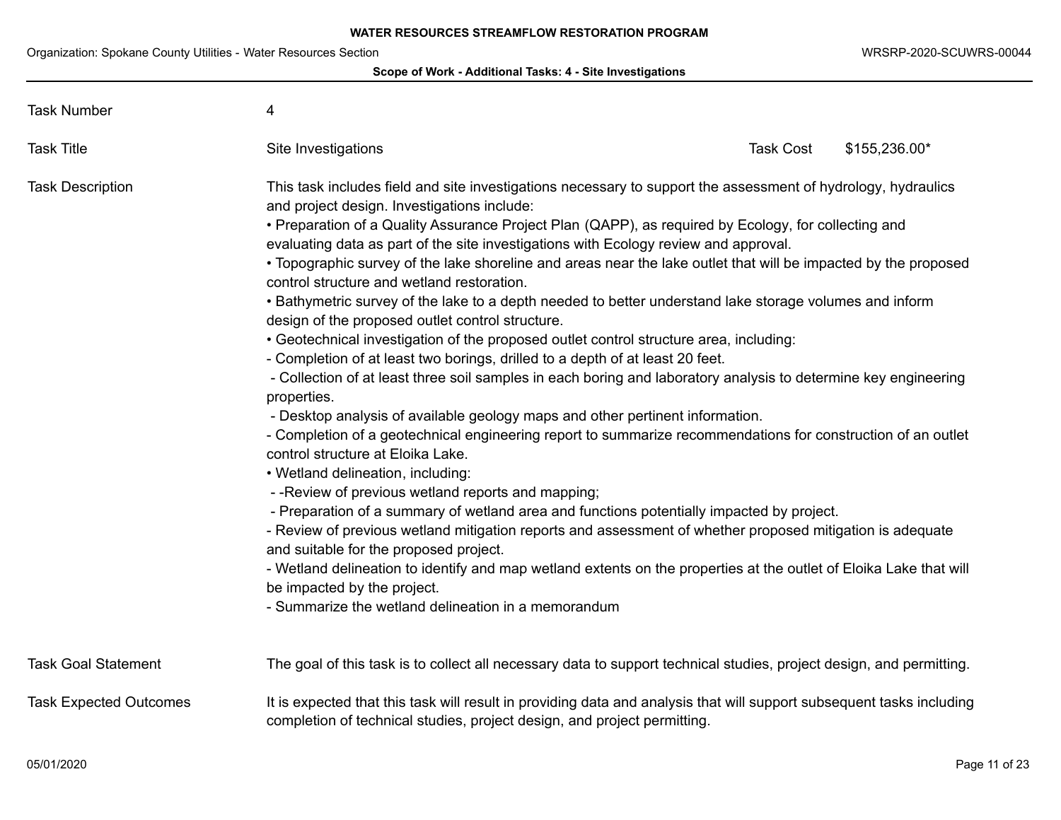**Scope of Work - Additional Tasks: 4 - Site Investigations**

| | | | |
|---|---|---|---|
| Task Number | 4 | | |
| Task Title | Site Investigations | Task Cost | $155,236.00* |

**Task Description**

This task includes field and site investigations necessary to support the assessment of hydrology, hydraulics and project design. Investigations include:

• Preparation of a Quality Assurance Project Plan (QAPP), as required by Ecology, for collecting and evaluating data as part of the site investigations with Ecology review and approval.

• Topographic survey of the lake shoreline and areas near the lake outlet that will be impacted by the proposed control structure and wetland restoration.

• Bathymetric survey of the lake to a depth needed to better understand lake storage volumes and inform design of the proposed outlet control structure.

• Geotechnical investigation of the proposed outlet control structure area, including:

- Completion of at least two borings, drilled to a depth of at least 20 feet.
- Collection of at least three soil samples in each boring and laboratory analysis to determine key engineering properties.
- Desktop analysis of available geology maps and other pertinent information.
- Completion of a geotechnical engineering report to summarize recommendations for construction of an outlet control structure at Eloika Lake.

• Wetland delineation, including:

- -Review of previous wetland reports and mapping;
- Preparation of a summary of wetland area and functions potentially impacted by project.
- Review of previous wetland mitigation reports and assessment of whether proposed mitigation is adequate and suitable for the proposed project.
- Wetland delineation to identify and map wetland extents on the properties at the outlet of Eloika Lake that will be impacted by the project.
- Summarize the wetland delineation in a memorandum

**Task Goal Statement**

The goal of this task is to collect all necessary data to support technical studies, project design, and permitting.

**Task Expected Outcomes**

It is expected that this task will result in providing data and analysis that will support subsequent tasks including completion of technical studies, project design, and project permitting.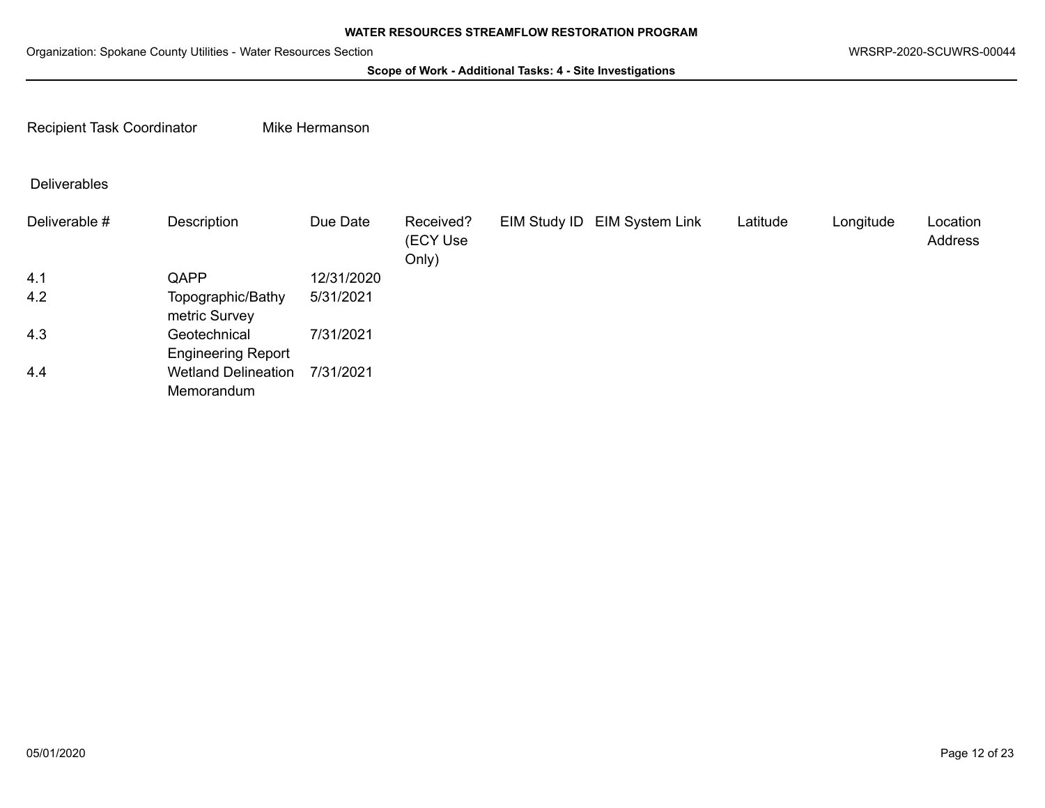**Scope of Work - Additional Tasks: 4 - Site Investigations**

Recipient Task Coordinator Mike Hermanson

Deliverables

| Deliverable # | Description | Due Date | Received? (ECY Use Only) | EIM Study ID | EIM System Link | Latitude | Longitude | Location Address |
|---|---|---|---|---|---|---|---|---|
| 4.1 | QAPP | 12/31/2020 | | | | | | |
| 4.2 | Topographic/Bathymetric Survey | 5/31/2021 | | | | | | |
| 4.3 | Geotechnical Engineering Report | 7/31/2021 | | | | | | |
| 4.4 | Wetland Delineation Memorandum | 7/31/2021 | | | | | | |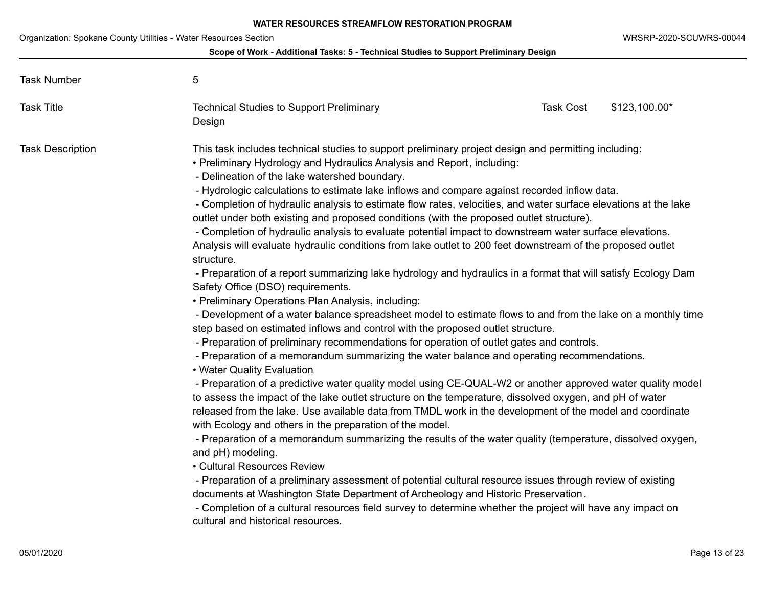| Task Number | 5 | | |
|---|---|---|---|
| Task Title | Technical Studies to Support Preliminary Design | Task Cost | $123,100.00* |

**Task Description**

This task includes technical studies to support preliminary project design and permitting including:

• Preliminary Hydrology and Hydraulics Analysis and Report, including:

- Delineation of the lake watershed boundary.
- Hydrologic calculations to estimate lake inflows and compare against recorded inflow data.
- Completion of hydraulic analysis to estimate flow rates, velocities, and water surface elevations at the lake outlet under both existing and proposed conditions (with the proposed outlet structure).
- Completion of hydraulic analysis to evaluate potential impact to downstream water surface elevations. Analysis will evaluate hydraulic conditions from lake outlet to 200 feet downstream of the proposed outlet structure.
- Preparation of a report summarizing lake hydrology and hydraulics in a format that will satisfy Ecology Dam Safety Office (DSO) requirements.

• Preliminary Operations Plan Analysis, including:

- Development of a water balance spreadsheet model to estimate flows to and from the lake on a monthly time step based on estimated inflows and control with the proposed outlet structure.
- Preparation of preliminary recommendations for operation of outlet gates and controls.
- Preparation of a memorandum summarizing the water balance and operating recommendations.

• Water Quality Evaluation

- Preparation of a predictive water quality model using CE-QUAL-W2 or another approved water quality model to assess the impact of the lake outlet structure on the temperature, dissolved oxygen, and pH of water released from the lake. Use available data from TMDL work in the development of the model and coordinate with Ecology and others in the preparation of the model.
- Preparation of a memorandum summarizing the results of the water quality (temperature, dissolved oxygen, and pH) modeling.

• Cultural Resources Review

- Preparation of a preliminary assessment of potential cultural resource issues through review of existing documents at Washington State Department of Archeology and Historic Preservation.
- Completion of a cultural resources field survey to determine whether the project will have any impact on cultural and historical resources.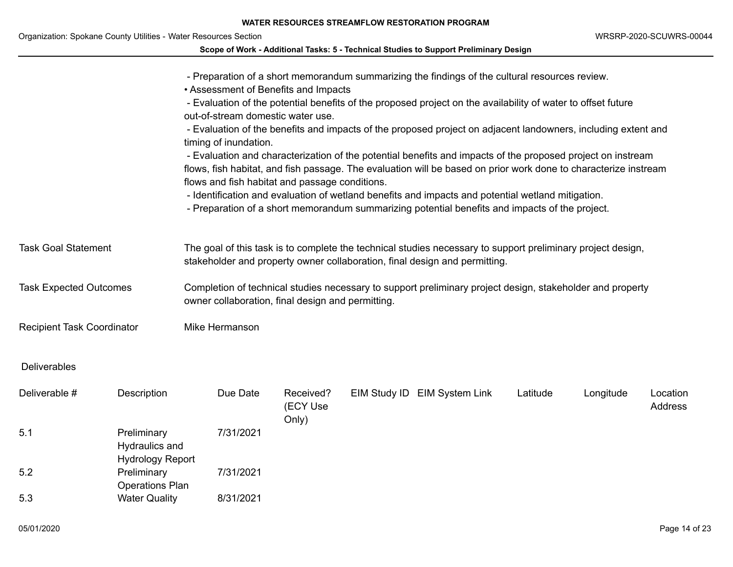- Preparation of a short memorandum summarizing the findings of the cultural resources review.

• Assessment of Benefits and Impacts

- Evaluation of the potential benefits of the proposed project on the availability of water to offset future out-of-stream domestic water use.
- Evaluation of the benefits and impacts of the proposed project on adjacent landowners, including extent and timing of inundation.
- Evaluation and characterization of the potential benefits and impacts of the proposed project on instream flows, fish habitat, and fish passage. The evaluation will be based on prior work done to characterize instream flows and fish habitat and passage conditions.
- Identification and evaluation of wetland benefits and impacts and potential wetland mitigation.
- Preparation of a short memorandum summarizing potential benefits and impacts of the project.

| | |
|---|---|
| Task Goal Statement | The goal of this task is to complete the technical studies necessary to support preliminary project design, stakeholder and property owner collaboration, final design and permitting. |
| Task Expected Outcomes | Completion of technical studies necessary to support preliminary project design, stakeholder and property owner collaboration, final design and permitting. |
| Recipient Task Coordinator | Mike Hermanson |

Deliverables

| Deliverable # | Description | Due Date | Received? (ECY Use Only) | EIM Study ID | EIM System Link | Latitude | Longitude | Location Address |
|---|---|---|---|---|---|---|---|---|
| 5.1 | Preliminary Hydraulics and Hydrology Report | 7/31/2021 | | | | | | |
| 5.2 | Preliminary Operations Plan | 7/31/2021 | | | | | | |
| 5.3 | Water Quality | 8/31/2021 | | | | | | |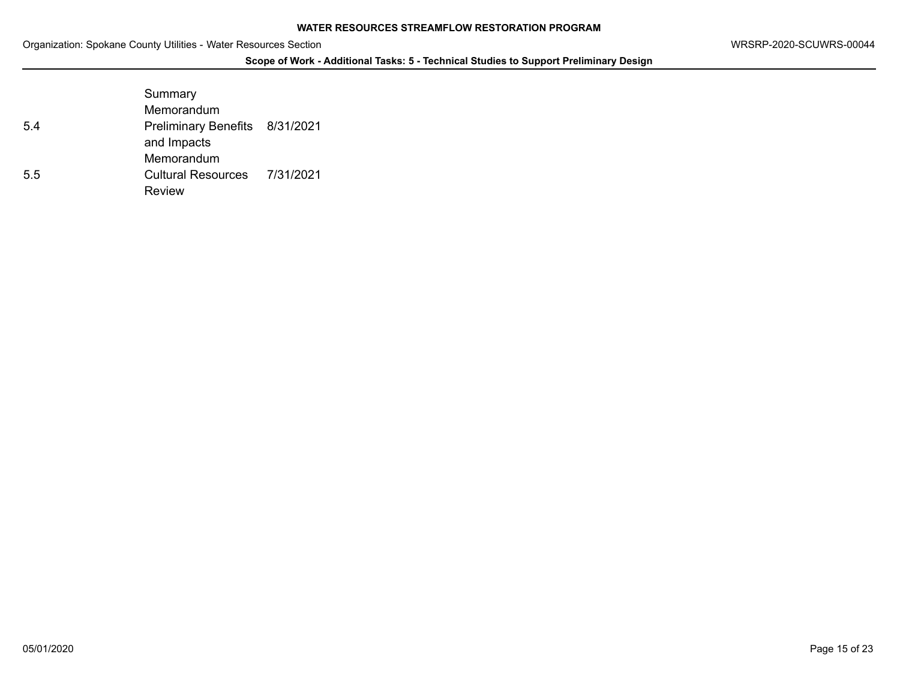|  | Summary Memorandum |  |
| --- | --- | --- |
| 5.4 | Preliminary Benefits and Impacts Memorandum | 8/31/2021 |
| 5.5 | Cultural Resources Review | 7/31/2021 |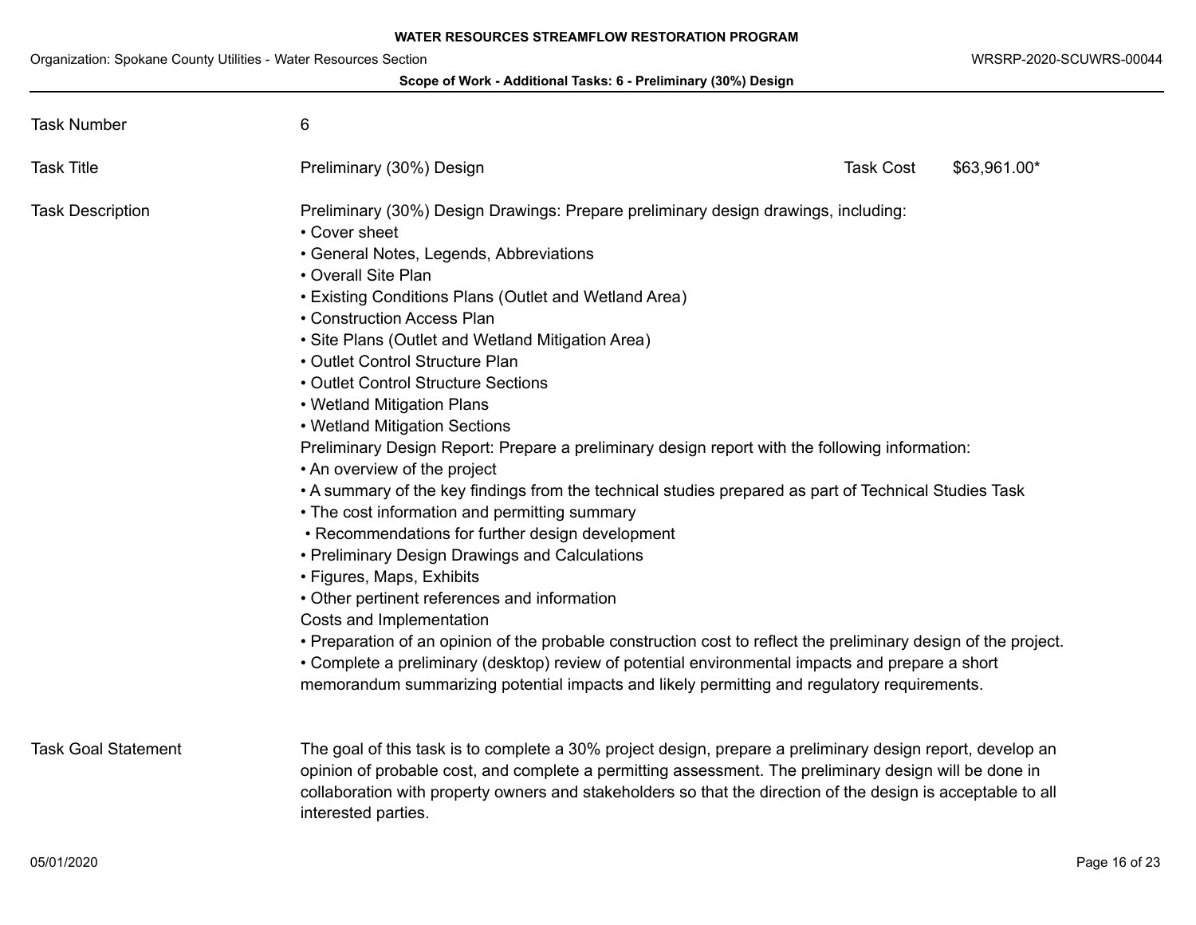| | | | |
|---|---|---|---|
| Task Number | 6 | | |
| Task Title | Preliminary (30%) Design | Task Cost | $63,961.00* |

**Task Description**

Preliminary (30%) Design Drawings: Prepare preliminary design drawings, including:

- Cover sheet
- General Notes, Legends, Abbreviations
- Overall Site Plan
- Existing Conditions Plans (Outlet and Wetland Area)
- Construction Access Plan
- Site Plans (Outlet and Wetland Mitigation Area)
- Outlet Control Structure Plan
- Outlet Control Structure Sections
- Wetland Mitigation Plans
- Wetland Mitigation Sections

Preliminary Design Report: Prepare a preliminary design report with the following information:

- An overview of the project
- A summary of the key findings from the technical studies prepared as part of Technical Studies Task
- The cost information and permitting summary
- Recommendations for further design development
- Preliminary Design Drawings and Calculations
- Figures, Maps, Exhibits
- Other pertinent references and information

Costs and Implementation

- Preparation of an opinion of the probable construction cost to reflect the preliminary design of the project.
- Complete a preliminary (desktop) review of potential environmental impacts and prepare a short memorandum summarizing potential impacts and likely permitting and regulatory requirements.

**Task Goal Statement**

The goal of this task is to complete a 30% project design, prepare a preliminary design report, develop an opinion of probable cost, and complete a permitting assessment. The preliminary design will be done in collaboration with property owners and stakeholders so that the direction of the design is acceptable to all interested parties.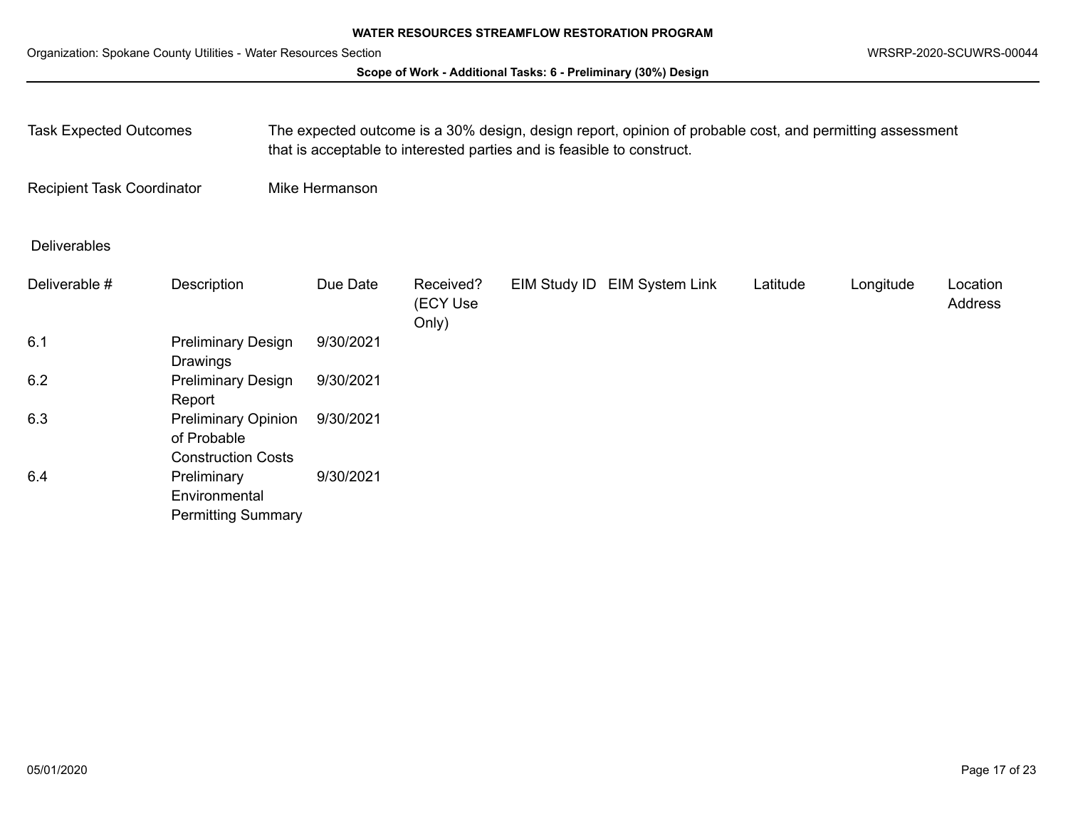| Task Expected Outcomes | The expected outcome is a 30% design, design report, opinion of probable cost, and permitting assessment that is acceptable to interested parties and is feasible to construct. |
|---|---|
| Recipient Task Coordinator | Mike Hermanson |

Deliverables

| Deliverable # | Description | Due Date | Received? (ECY Use Only) | EIM Study ID | EIM System Link | Latitude | Longitude | Location Address |
|---|---|---|---|---|---|---|---|---|
| 6.1 | Preliminary Design Drawings | 9/30/2021 | | | | | | |
| 6.2 | Preliminary Design Report | 9/30/2021 | | | | | | |
| 6.3 | Preliminary Opinion of Probable Construction Costs | 9/30/2021 | | | | | | |
| 6.4 | Preliminary Environmental Permitting Summary | 9/30/2021 | | | | | | |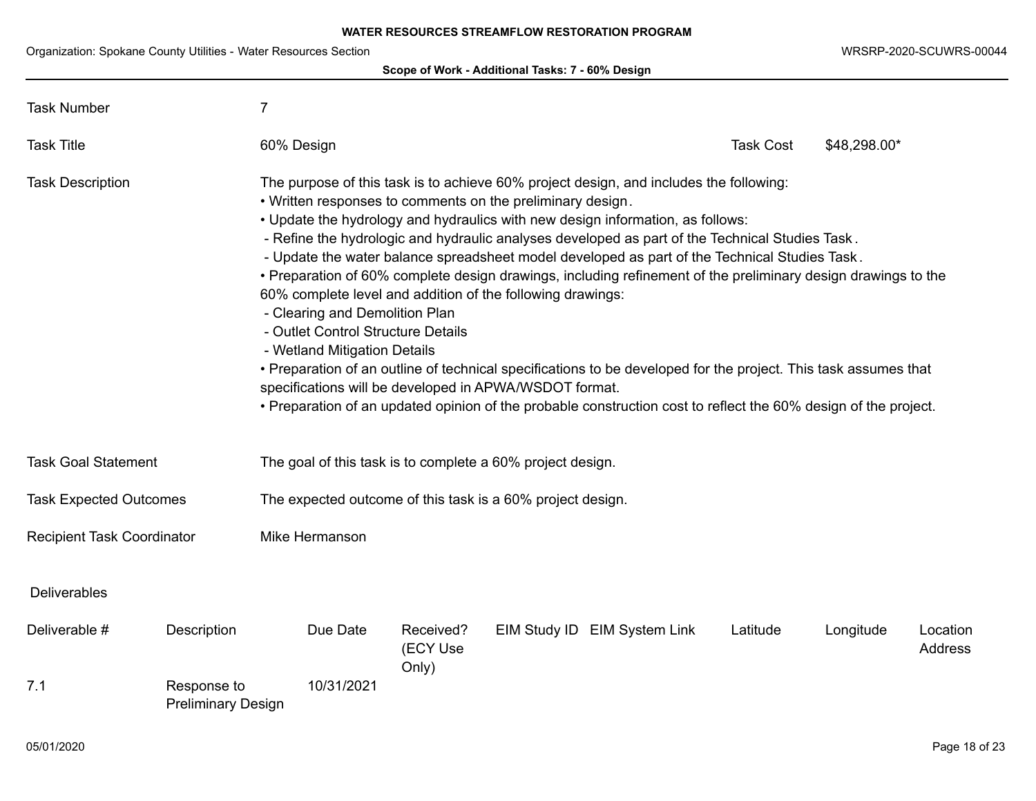**Scope of Work - Additional Tasks: 7 - 60% Design**

| | |
|---|---|
| Task Number | 7 |
| Task Title | 60% Design |
| Task Cost | $48,298.00* |

**Task Description**

The purpose of this task is to achieve 60% project design, and includes the following:

- Written responses to comments on the preliminary design.
- Update the hydrology and hydraulics with new design information, as follows:
  - Refine the hydrologic and hydraulic analyses developed as part of the Technical Studies Task.
  - Update the water balance spreadsheet model developed as part of the Technical Studies Task.
- Preparation of 60% complete design drawings, including refinement of the preliminary design drawings to the 60% complete level and addition of the following drawings:
  - Clearing and Demolition Plan
  - Outlet Control Structure Details
  - Wetland Mitigation Details
- Preparation of an outline of technical specifications to be developed for the project. This task assumes that specifications will be developed in APWA/WSDOT format.
- Preparation of an updated opinion of the probable construction cost to reflect the 60% design of the project.

**Task Goal Statement**

The goal of this task is to complete a 60% project design.

**Task Expected Outcomes**

The expected outcome of this task is a 60% project design.

**Recipient Task Coordinator**

Mike Hermanson

**Deliverables**

| Deliverable # | Description | Due Date | Received? (ECY Use Only) | EIM Study ID | EIM System Link | Latitude | Longitude | Location Address |
|---|---|---|---|---|---|---|---|---|
| 7.1 | Response to Preliminary Design | 10/31/2021 | | | | | | |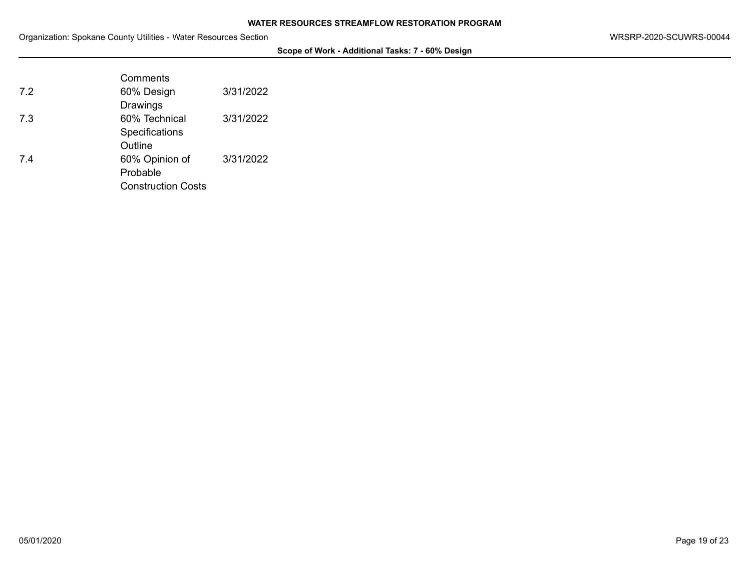**Scope of Work - Additional Tasks: 7 - 60% Design**

| | | |
|---|---|---|
| | Comments | |
| 7.2 | 60% Design Drawings | 3/31/2022 |
| 7.3 | 60% Technical Specifications Outline | 3/31/2022 |
| 7.4 | 60% Opinion of Probable Construction Costs | 3/31/2022 |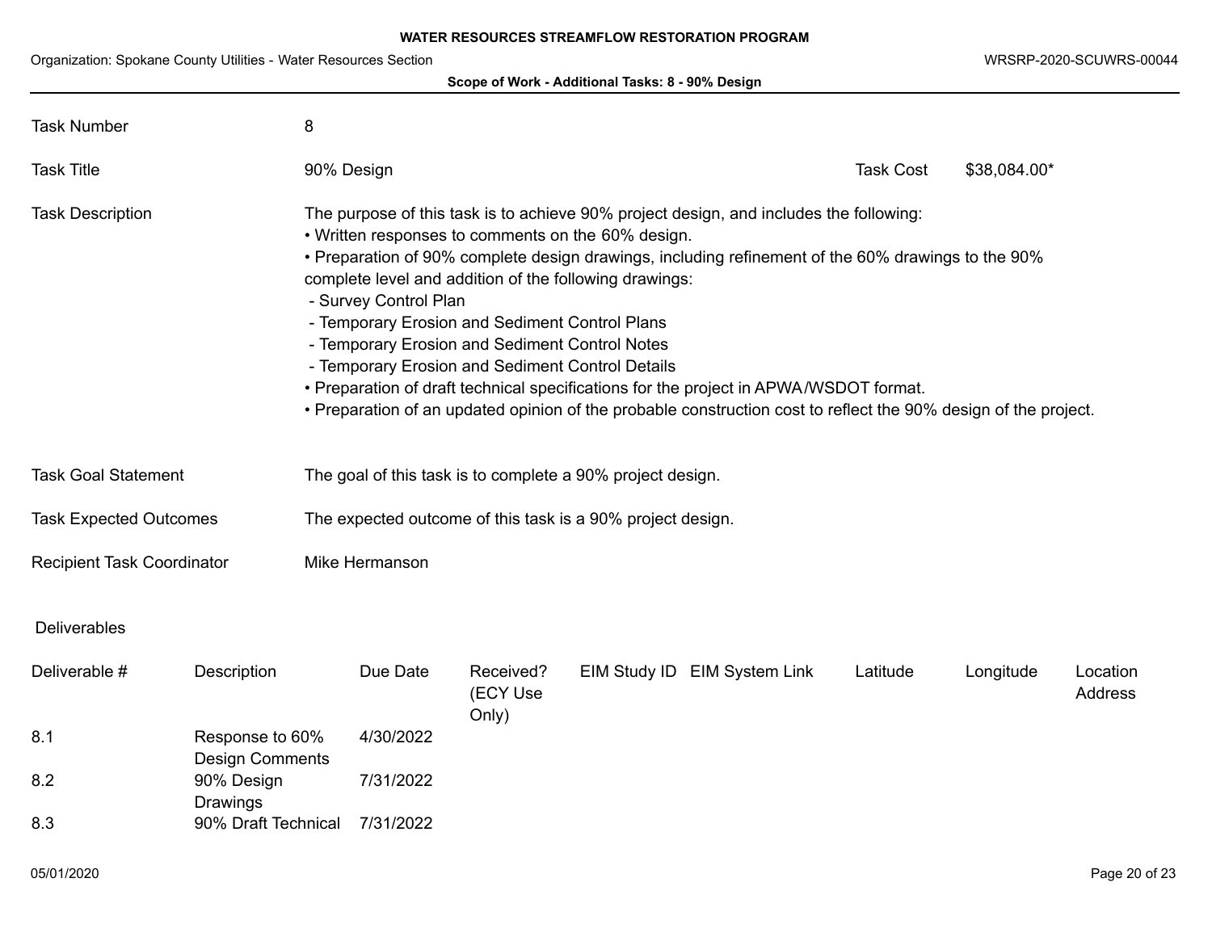**Scope of Work - Additional Tasks: 8 - 90% Design**

| | |
|---|---|
| Task Number | 8 |
| Task Title | 90% Design |
| Task Cost | $38,084.00* |

**Task Description**

The purpose of this task is to achieve 90% project design, and includes the following:

- Written responses to comments on the 60% design.
- Preparation of 90% complete design drawings, including refinement of the 60% drawings to the 90% complete level and addition of the following drawings:
  - Survey Control Plan
  - Temporary Erosion and Sediment Control Plans
  - Temporary Erosion and Sediment Control Notes
  - Temporary Erosion and Sediment Control Details
- Preparation of draft technical specifications for the project in APWA/WSDOT format.
- Preparation of an updated opinion of the probable construction cost to reflect the 90% design of the project.

**Task Goal Statement**

The goal of this task is to complete a 90% project design.

**Task Expected Outcomes**

The expected outcome of this task is a 90% project design.

**Recipient Task Coordinator**

Mike Hermanson

**Deliverables**

| Deliverable # | Description | Due Date | Received? (ECY Use Only) | EIM Study ID | EIM System Link | Latitude | Longitude | Location Address |
|---|---|---|---|---|---|---|---|---|
| 8.1 | Response to 60% Design Comments | 4/30/2022 | | | | | | |
| 8.2 | 90% Design Drawings | 7/31/2022 | | | | | | |
| 8.3 | 90% Draft Technical | 7/31/2022 | | | | | | |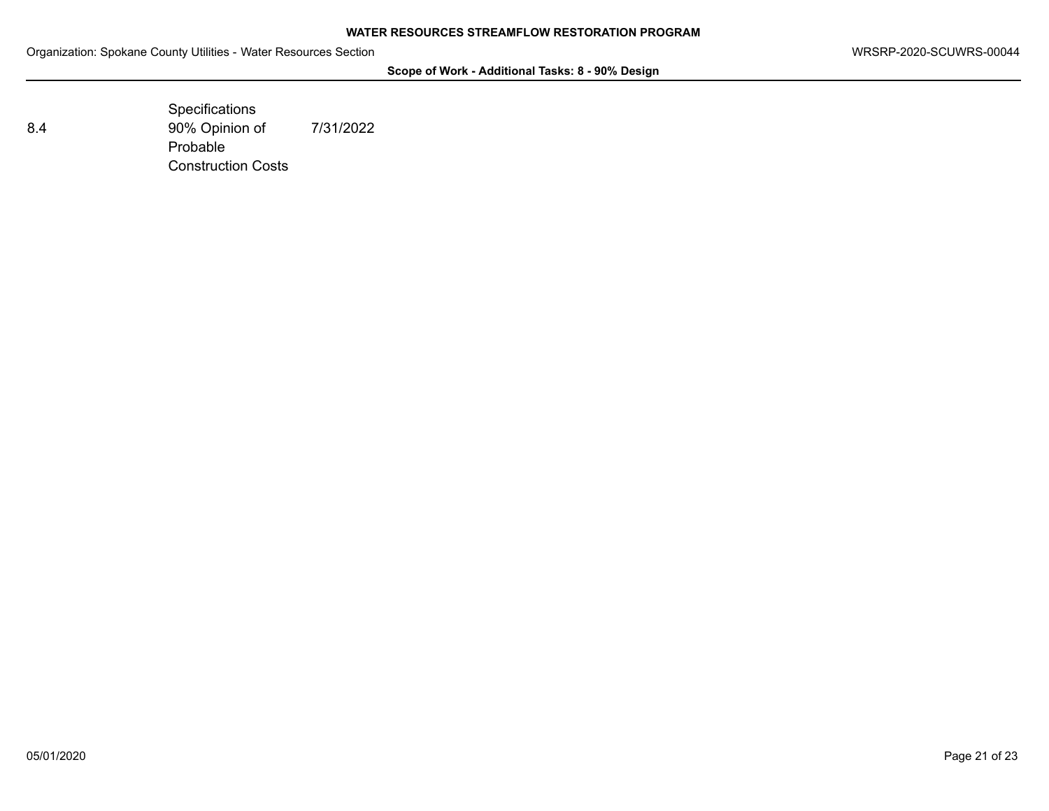| | | |
|---|---|---|
| | Specifications | |
| 8.4 | 90% Opinion of Probable Construction Costs | 7/31/2022 |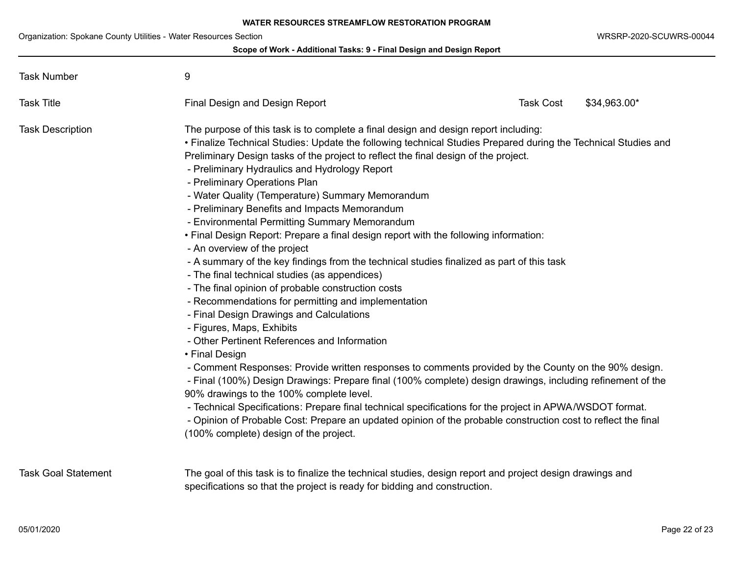**Scope of Work - Additional Tasks: 9 - Final Design and Design Report**

| | | | |
|---|---|---|---|
| Task Number | 9 | | |
| Task Title | Final Design and Design Report | Task Cost | $34,963.00* |

**Task Description**

The purpose of this task is to complete a final design and design report including:

• Finalize Technical Studies: Update the following technical Studies Prepared during the Technical Studies and Preliminary Design tasks of the project to reflect the final design of the project.
 - Preliminary Hydraulics and Hydrology Report
 - Preliminary Operations Plan
 - Water Quality (Temperature) Summary Memorandum
 - Preliminary Benefits and Impacts Memorandum
 - Environmental Permitting Summary Memorandum

• Final Design Report: Prepare a final design report with the following information:
 - An overview of the project
 - A summary of the key findings from the technical studies finalized as part of this task
 - The final technical studies (as appendices)
 - The final opinion of probable construction costs
 - Recommendations for permitting and implementation
 - Final Design Drawings and Calculations
 - Figures, Maps, Exhibits
 - Other Pertinent References and Information

• Final Design
 - Comment Responses: Provide written responses to comments provided by the County on the 90% design.
 - Final (100%) Design Drawings: Prepare final (100% complete) design drawings, including refinement of the 90% drawings to the 100% complete level.
 - Technical Specifications: Prepare final technical specifications for the project in APWA/WSDOT format.
 - Opinion of Probable Cost: Prepare an updated opinion of the probable construction cost to reflect the final (100% complete) design of the project.

**Task Goal Statement**

The goal of this task is to finalize the technical studies, design report and project design drawings and specifications so that the project is ready for bidding and construction.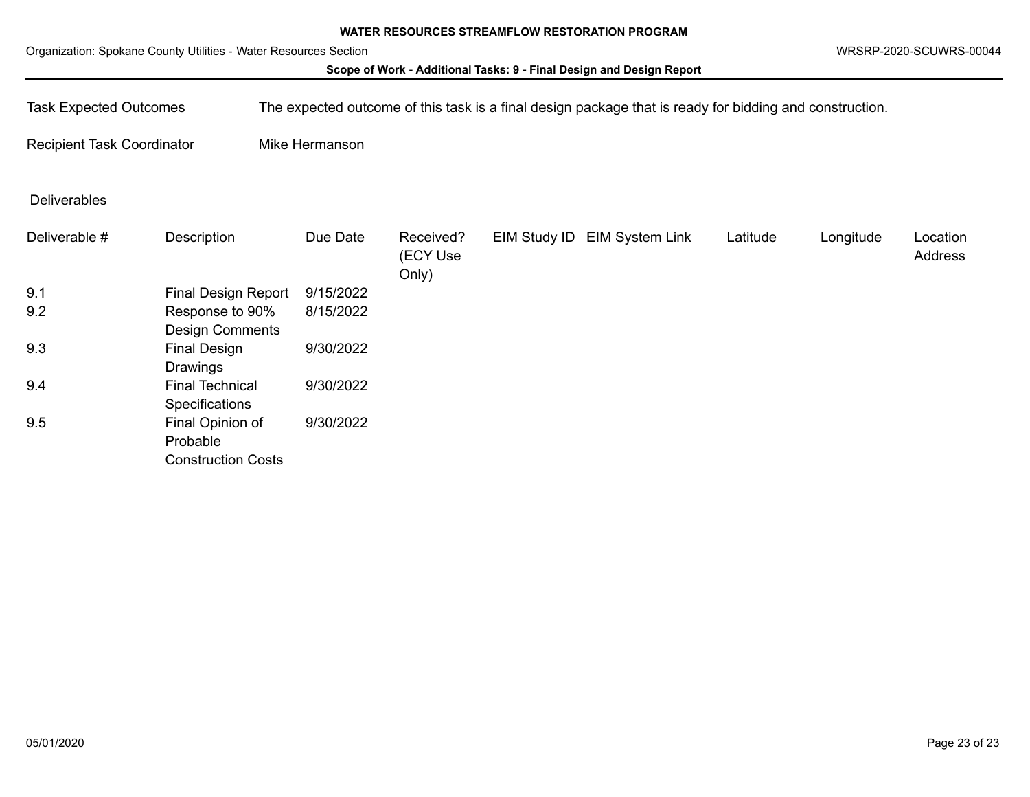**Scope of Work - Additional Tasks: 9 - Final Design and Design Report**

| | |
|---|---|
| Task Expected Outcomes | The expected outcome of this task is a final design package that is ready for bidding and construction. |
| Recipient Task Coordinator | Mike Hermanson |

Deliverables

| Deliverable # | Description | Due Date | Received? (ECY Use Only) | EIM Study ID | EIM System Link | Latitude | Longitude | Location Address |
|---|---|---|---|---|---|---|---|---|
| 9.1 | Final Design Report | 9/15/2022 | | | | | | |
| 9.2 | Response to 90% Design Comments | 8/15/2022 | | | | | | |
| 9.3 | Final Design Drawings | 9/30/2022 | | | | | | |
| 9.4 | Final Technical Specifications | 9/30/2022 | | | | | | |
| 9.5 | Final Opinion of Probable Construction Costs | 9/30/2022 | | | | | | |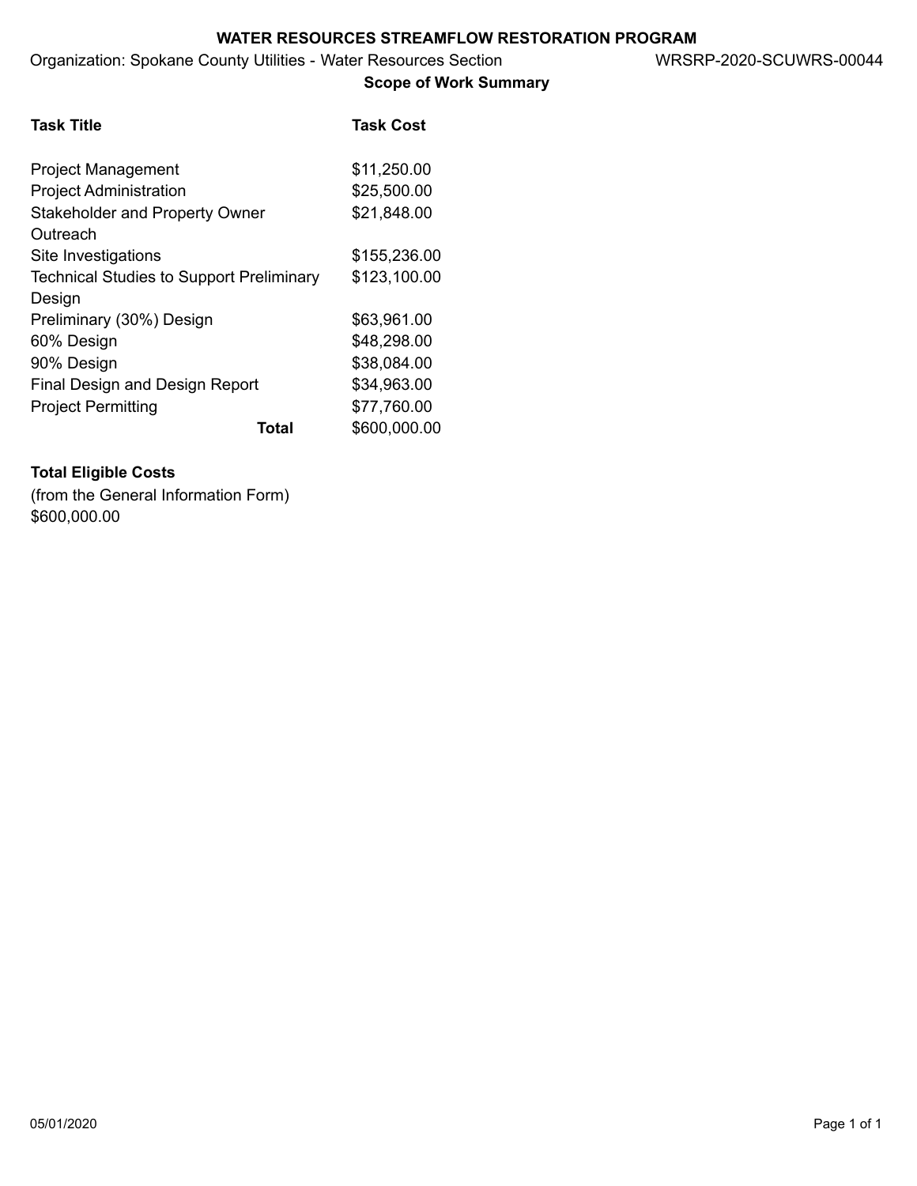**WATER RESOURCES STREAMFLOW RESTORATION PROGRAM**

Organization: Spokane County Utilities - Water Resources Section WRSRP-2020-SCUWRS-00044

**Scope of Work Summary**

| Task Title | Task Cost |
|---|---|
| Project Management | $11,250.00 |
| Project Administration | $25,500.00 |
| Stakeholder and Property Owner Outreach | $21,848.00 |
| Site Investigations | $155,236.00 |
| Technical Studies to Support Preliminary Design | $123,100.00 |
| Preliminary (30%) Design | $63,961.00 |
| 60% Design | $48,298.00 |
| 90% Design | $38,084.00 |
| Final Design and Design Report | $34,963.00 |
| Project Permitting | $77,760.00 |
| **Total** | $600,000.00 |

**Total Eligible Costs**

(from the General Information Form)

$600,000.00

05/01/2020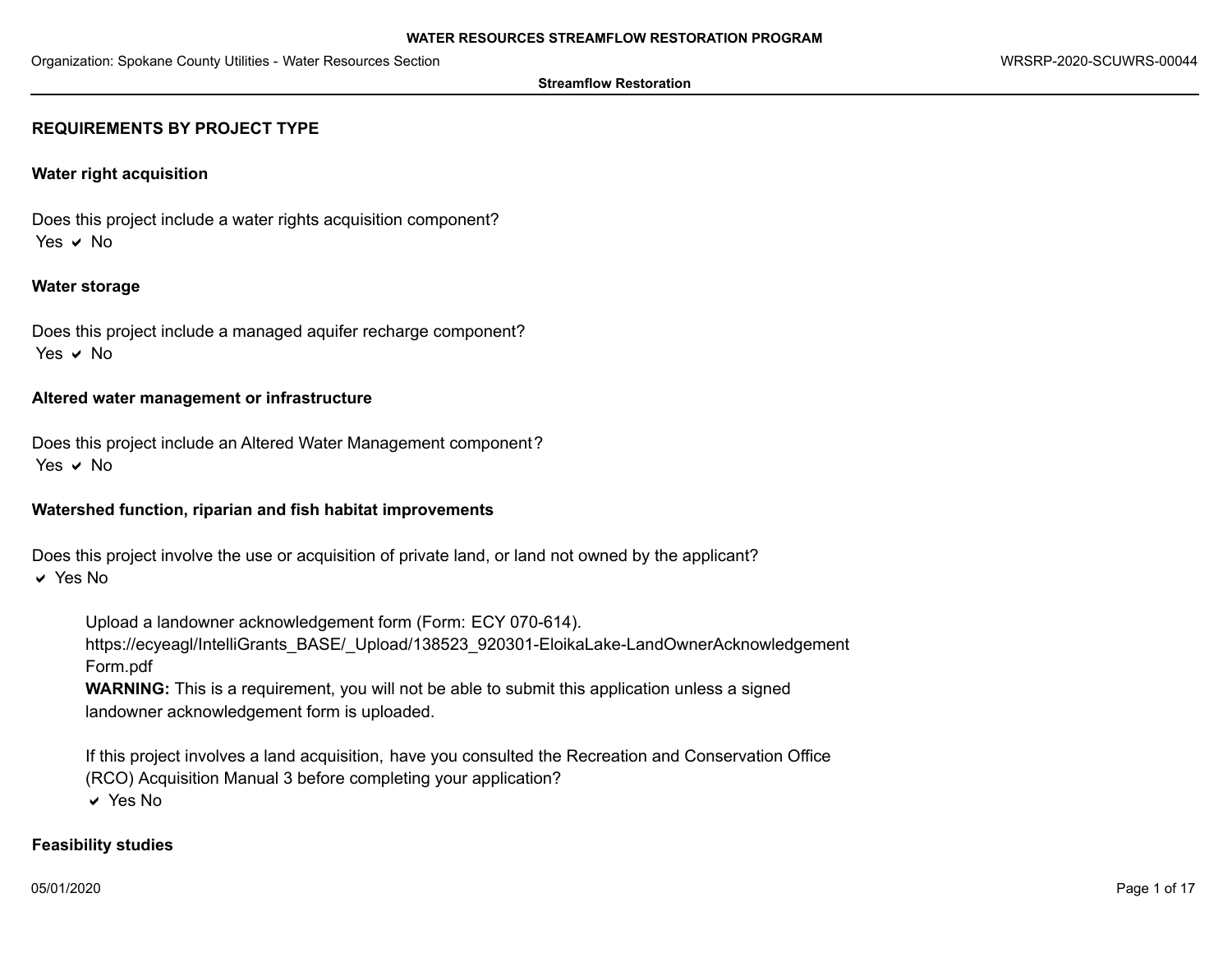## REQUIREMENTS BY PROJECT TYPE

### Water right acquisition

Does this project include a water rights acquisition component?
Yes ✔ No

### Water storage

Does this project include a managed aquifer recharge component?
Yes ✔ No

### Altered water management or infrastructure

Does this project include an Altered Water Management component?
Yes ✔ No

### Watershed function, riparian and fish habitat improvements

Does this project involve the use or acquisition of private land, or land not owned by the applicant?
✔ Yes No

> Upload a landowner acknowledgement form (Form: ECY 070-614).
> https://ecyeagl/IntelliGrants_BASE/_Upload/138523_920301-EloikaLake-LandOwnerAcknowledgement Form.pdf
> **WARNING:** This is a requirement, you will not be able to submit this application unless a signed landowner acknowledgement form is uploaded.
>
> If this project involves a land acquisition, have you consulted the Recreation and Conservation Office (RCO) Acquisition Manual 3 before completing your application?
> ✔ Yes No

### Feasibility studies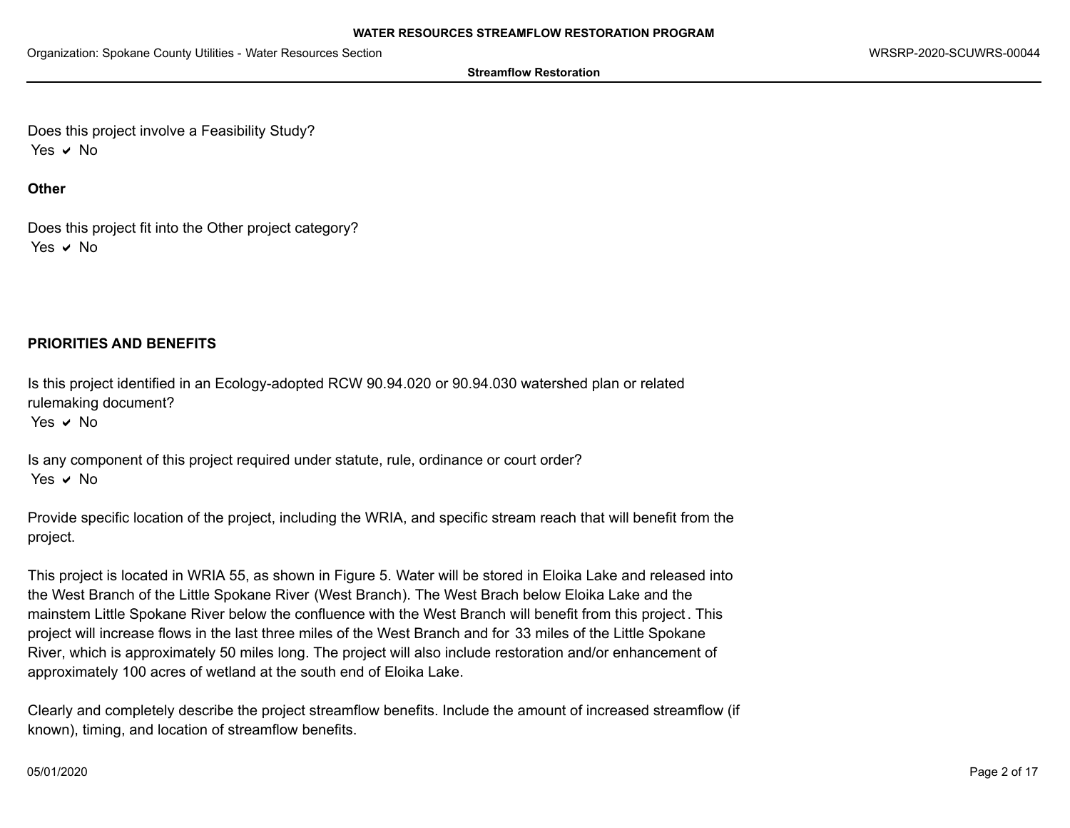Does this project involve a Feasibility Study?
Yes ✔ No

**Other**

Does this project fit into the Other project category?
Yes ✔ No

**PRIORITIES AND BENEFITS**

Is this project identified in an Ecology-adopted RCW 90.94.020 or 90.94.030 watershed plan or related rulemaking document?
Yes ✔ No

Is any component of this project required under statute, rule, ordinance or court order?
Yes ✔ No

Provide specific location of the project, including the WRIA, and specific stream reach that will benefit from the project.

This project is located in WRIA 55, as shown in Figure 5. Water will be stored in Eloika Lake and released into the West Branch of the Little Spokane River (West Branch). The West Brach below Eloika Lake and the mainstem Little Spokane River below the confluence with the West Branch will benefit from this project. This project will increase flows in the last three miles of the West Branch and for 33 miles of the Little Spokane River, which is approximately 50 miles long. The project will also include restoration and/or enhancement of approximately 100 acres of wetland at the south end of Eloika Lake.

Clearly and completely describe the project streamflow benefits. Include the amount of increased streamflow (if known), timing, and location of streamflow benefits.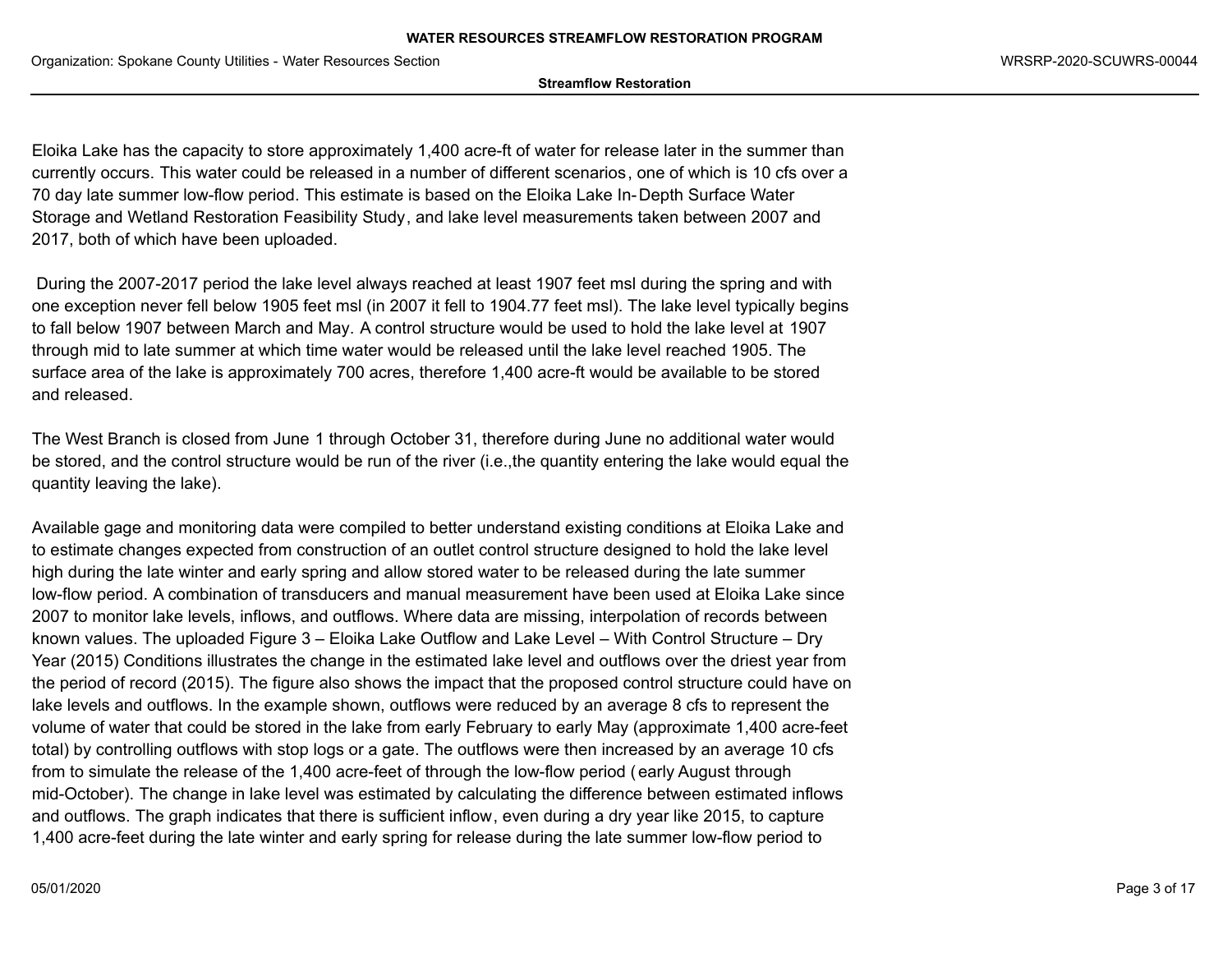Eloika Lake has the capacity to store approximately 1,400 acre-ft of water for release later in the summer than currently occurs. This water could be released in a number of different scenarios, one of which is 10 cfs over a 70 day late summer low-flow period. This estimate is based on the Eloika Lake In-Depth Surface Water Storage and Wetland Restoration Feasibility Study, and lake level measurements taken between 2007 and 2017, both of which have been uploaded.

During the 2007-2017 period the lake level always reached at least 1907 feet msl during the spring and with one exception never fell below 1905 feet msl (in 2007 it fell to 1904.77 feet msl). The lake level typically begins to fall below 1907 between March and May. A control structure would be used to hold the lake level at 1907 through mid to late summer at which time water would be released until the lake level reached 1905. The surface area of the lake is approximately 700 acres, therefore 1,400 acre-ft would be available to be stored and released.

The West Branch is closed from June 1 through October 31, therefore during June no additional water would be stored, and the control structure would be run of the river (i.e.,the quantity entering the lake would equal the quantity leaving the lake).

Available gage and monitoring data were compiled to better understand existing conditions at Eloika Lake and to estimate changes expected from construction of an outlet control structure designed to hold the lake level high during the late winter and early spring and allow stored water to be released during the late summer low-flow period. A combination of transducers and manual measurement have been used at Eloika Lake since 2007 to monitor lake levels, inflows, and outflows. Where data are missing, interpolation of records between known values. The uploaded Figure 3 – Eloika Lake Outflow and Lake Level – With Control Structure – Dry Year (2015) Conditions illustrates the change in the estimated lake level and outflows over the driest year from the period of record (2015). The figure also shows the impact that the proposed control structure could have on lake levels and outflows. In the example shown, outflows were reduced by an average 8 cfs to represent the volume of water that could be stored in the lake from early February to early May (approximate 1,400 acre-feet total) by controlling outflows with stop logs or a gate. The outflows were then increased by an average 10 cfs from to simulate the release of the 1,400 acre-feet of through the low-flow period (early August through mid-October). The change in lake level was estimated by calculating the difference between estimated inflows and outflows. The graph indicates that there is sufficient inflow, even during a dry year like 2015, to capture 1,400 acre-feet during the late winter and early spring for release during the late summer low-flow period to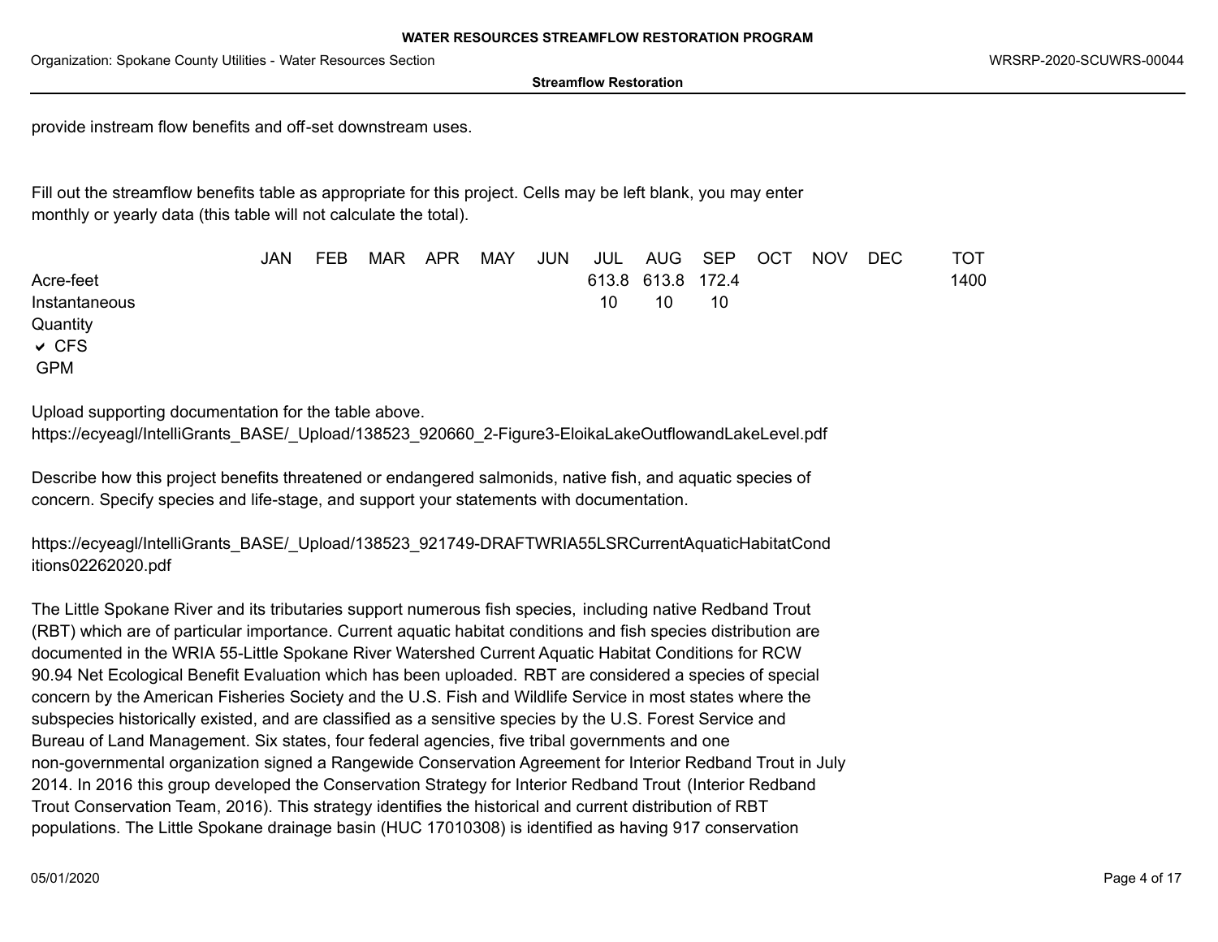provide instream flow benefits and off-set downstream uses.

Fill out the streamflow benefits table as appropriate for this project. Cells may be left blank, you may enter monthly or yearly data (this table will not calculate the total).

| | JAN | FEB | MAR | APR | MAY | JUN | JUL | AUG | SEP | OCT | NOV | DEC | TOT |
|---|---|---|---|---|---|---|---|---|---|---|---|---|---|
| Acre-feet | | | | | | | 613.8 | 613.8 | 172.4 | | | | 1400 |
| Instantaneous Quantity | | | | | | | 10 | 10 | 10 | | | | |

✔ CFS
GPM

Upload supporting documentation for the table above.
https://ecyeagl/IntelliGrants_BASE/_Upload/138523_920660_2-Figure3-EloikaLakeOutflowandLakeLevel.pdf

Describe how this project benefits threatened or endangered salmonids, native fish, and aquatic species of concern. Specify species and life-stage, and support your statements with documentation.

https://ecyeagl/IntelliGrants_BASE/_Upload/138523_921749-DRAFTWRIA55LSRCurrentAquaticHabitatConditions02262020.pdf

The Little Spokane River and its tributaries support numerous fish species, including native Redband Trout (RBT) which are of particular importance. Current aquatic habitat conditions and fish species distribution are documented in the WRIA 55-Little Spokane River Watershed Current Aquatic Habitat Conditions for RCW 90.94 Net Ecological Benefit Evaluation which has been uploaded. RBT are considered a species of special concern by the American Fisheries Society and the U.S. Fish and Wildlife Service in most states where the subspecies historically existed, and are classified as a sensitive species by the U.S. Forest Service and Bureau of Land Management. Six states, four federal agencies, five tribal governments and one non-governmental organization signed a Rangewide Conservation Agreement for Interior Redband Trout in July 2014. In 2016 this group developed the Conservation Strategy for Interior Redband Trout (Interior Redband Trout Conservation Team, 2016). This strategy identifies the historical and current distribution of RBT populations. The Little Spokane drainage basin (HUC 17010308) is identified as having 917 conservation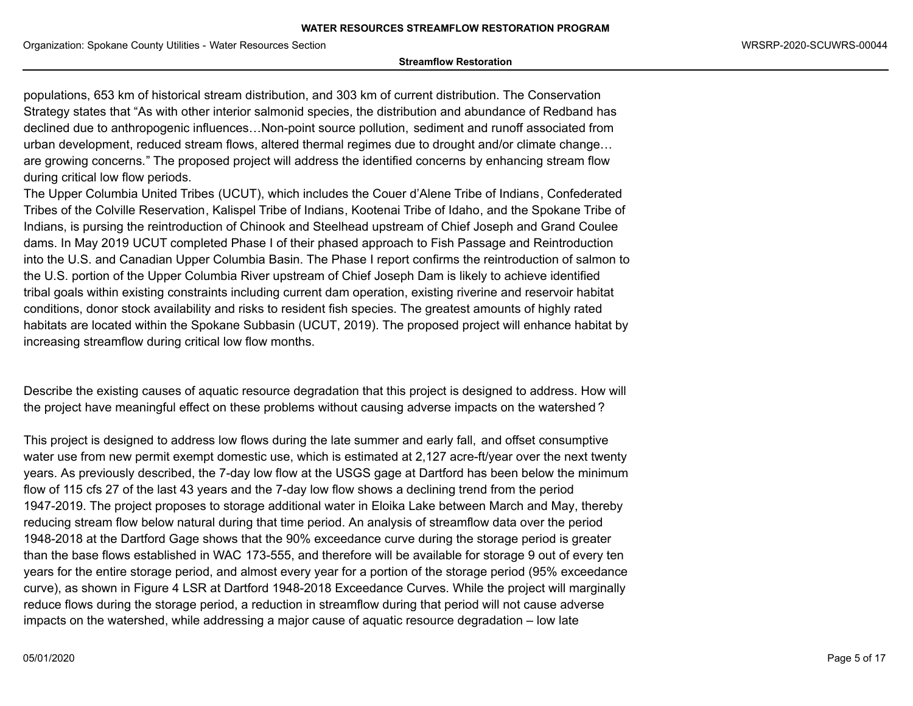populations, 653 km of historical stream distribution, and 303 km of current distribution. The Conservation Strategy states that "As with other interior salmonid species, the distribution and abundance of Redband has declined due to anthropogenic influences…Non-point source pollution, sediment and runoff associated from urban development, reduced stream flows, altered thermal regimes due to drought and/or climate change… are growing concerns." The proposed project will address the identified concerns by enhancing stream flow during critical low flow periods.

The Upper Columbia United Tribes (UCUT), which includes the Couer d'Alene Tribe of Indians, Confederated Tribes of the Colville Reservation, Kalispel Tribe of Indians, Kootenai Tribe of Idaho, and the Spokane Tribe of Indians, is pursing the reintroduction of Chinook and Steelhead upstream of Chief Joseph and Grand Coulee dams. In May 2019 UCUT completed Phase I of their phased approach to Fish Passage and Reintroduction into the U.S. and Canadian Upper Columbia Basin. The Phase I report confirms the reintroduction of salmon to the U.S. portion of the Upper Columbia River upstream of Chief Joseph Dam is likely to achieve identified tribal goals within existing constraints including current dam operation, existing riverine and reservoir habitat conditions, donor stock availability and risks to resident fish species. The greatest amounts of highly rated habitats are located within the Spokane Subbasin (UCUT, 2019). The proposed project will enhance habitat by increasing streamflow during critical low flow months.

Describe the existing causes of aquatic resource degradation that this project is designed to address. How will the project have meaningful effect on these problems without causing adverse impacts on the watershed?

This project is designed to address low flows during the late summer and early fall, and offset consumptive water use from new permit exempt domestic use, which is estimated at 2,127 acre-ft/year over the next twenty years. As previously described, the 7-day low flow at the USGS gage at Dartford has been below the minimum flow of 115 cfs 27 of the last 43 years and the 7-day low flow shows a declining trend from the period 1947-2019. The project proposes to storage additional water in Eloika Lake between March and May, thereby reducing stream flow below natural during that time period. An analysis of streamflow data over the period 1948-2018 at the Dartford Gage shows that the 90% exceedance curve during the storage period is greater than the base flows established in WAC 173-555, and therefore will be available for storage 9 out of every ten years for the entire storage period, and almost every year for a portion of the storage period (95% exceedance curve), as shown in Figure 4 LSR at Dartford 1948-2018 Exceedance Curves. While the project will marginally reduce flows during the storage period, a reduction in streamflow during that period will not cause adverse impacts on the watershed, while addressing a major cause of aquatic resource degradation – low late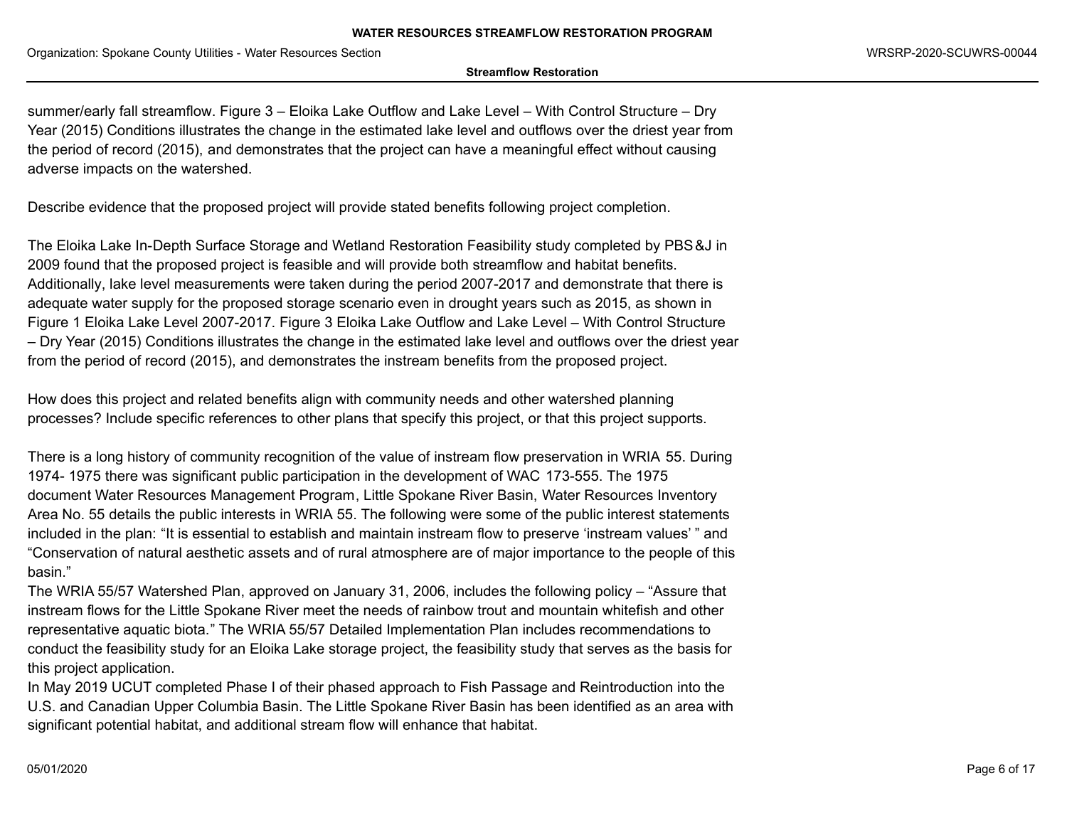summer/early fall streamflow. Figure 3 – Eloika Lake Outflow and Lake Level – With Control Structure – Dry Year (2015) Conditions illustrates the change in the estimated lake level and outflows over the driest year from the period of record (2015), and demonstrates that the project can have a meaningful effect without causing adverse impacts on the watershed.

Describe evidence that the proposed project will provide stated benefits following project completion.

The Eloika Lake In-Depth Surface Storage and Wetland Restoration Feasibility study completed by PBS&J in 2009 found that the proposed project is feasible and will provide both streamflow and habitat benefits. Additionally, lake level measurements were taken during the period 2007-2017 and demonstrate that there is adequate water supply for the proposed storage scenario even in drought years such as 2015, as shown in Figure 1 Eloika Lake Level 2007-2017. Figure 3 Eloika Lake Outflow and Lake Level – With Control Structure – Dry Year (2015) Conditions illustrates the change in the estimated lake level and outflows over the driest year from the period of record (2015), and demonstrates the instream benefits from the proposed project.

How does this project and related benefits align with community needs and other watershed planning processes? Include specific references to other plans that specify this project, or that this project supports.

There is a long history of community recognition of the value of instream flow preservation in WRIA 55. During 1974- 1975 there was significant public participation in the development of WAC 173-555. The 1975 document Water Resources Management Program, Little Spokane River Basin, Water Resources Inventory Area No. 55 details the public interests in WRIA 55. The following were some of the public interest statements included in the plan: "It is essential to establish and maintain instream flow to preserve 'instream values' " and "Conservation of natural aesthetic assets and of rural atmosphere are of major importance to the people of this basin."

The WRIA 55/57 Watershed Plan, approved on January 31, 2006, includes the following policy – "Assure that instream flows for the Little Spokane River meet the needs of rainbow trout and mountain whitefish and other representative aquatic biota." The WRIA 55/57 Detailed Implementation Plan includes recommendations to conduct the feasibility study for an Eloika Lake storage project, the feasibility study that serves as the basis for this project application.

In May 2019 UCUT completed Phase I of their phased approach to Fish Passage and Reintroduction into the U.S. and Canadian Upper Columbia Basin. The Little Spokane River Basin has been identified as an area with significant potential habitat, and additional stream flow will enhance that habitat.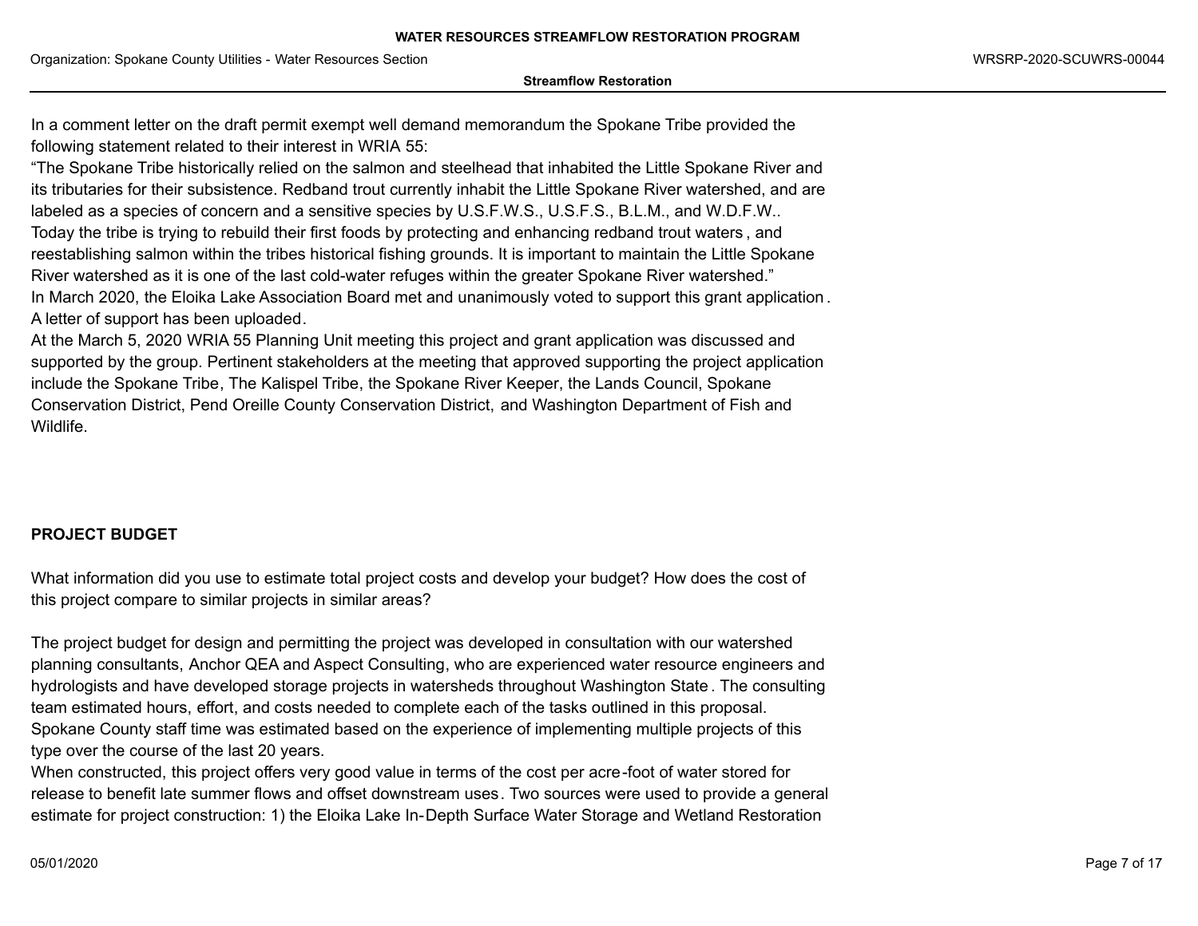In a comment letter on the draft permit exempt well demand memorandum the Spokane Tribe provided the following statement related to their interest in WRIA 55:

"The Spokane Tribe historically relied on the salmon and steelhead that inhabited the Little Spokane River and its tributaries for their subsistence. Redband trout currently inhabit the Little Spokane River watershed, and are labeled as a species of concern and a sensitive species by U.S.F.W.S., U.S.F.S., B.L.M., and W.D.F.W.. Today the tribe is trying to rebuild their first foods by protecting and enhancing redband trout waters, and reestablishing salmon within the tribes historical fishing grounds. It is important to maintain the Little Spokane River watershed as it is one of the last cold-water refuges within the greater Spokane River watershed."

In March 2020, the Eloika Lake Association Board met and unanimously voted to support this grant application. A letter of support has been uploaded.

At the March 5, 2020 WRIA 55 Planning Unit meeting this project and grant application was discussed and supported by the group. Pertinent stakeholders at the meeting that approved supporting the project application include the Spokane Tribe, The Kalispel Tribe, the Spokane River Keeper, the Lands Council, Spokane Conservation District, Pend Oreille County Conservation District, and Washington Department of Fish and Wildlife.

## PROJECT BUDGET

What information did you use to estimate total project costs and develop your budget? How does the cost of this project compare to similar projects in similar areas?

The project budget for design and permitting the project was developed in consultation with our watershed planning consultants, Anchor QEA and Aspect Consulting, who are experienced water resource engineers and hydrologists and have developed storage projects in watersheds throughout Washington State. The consulting team estimated hours, effort, and costs needed to complete each of the tasks outlined in this proposal. Spokane County staff time was estimated based on the experience of implementing multiple projects of this type over the course of the last 20 years.

When constructed, this project offers very good value in terms of the cost per acre-foot of water stored for release to benefit late summer flows and offset downstream uses. Two sources were used to provide a general estimate for project construction: 1) the Eloika Lake In-Depth Surface Water Storage and Wetland Restoration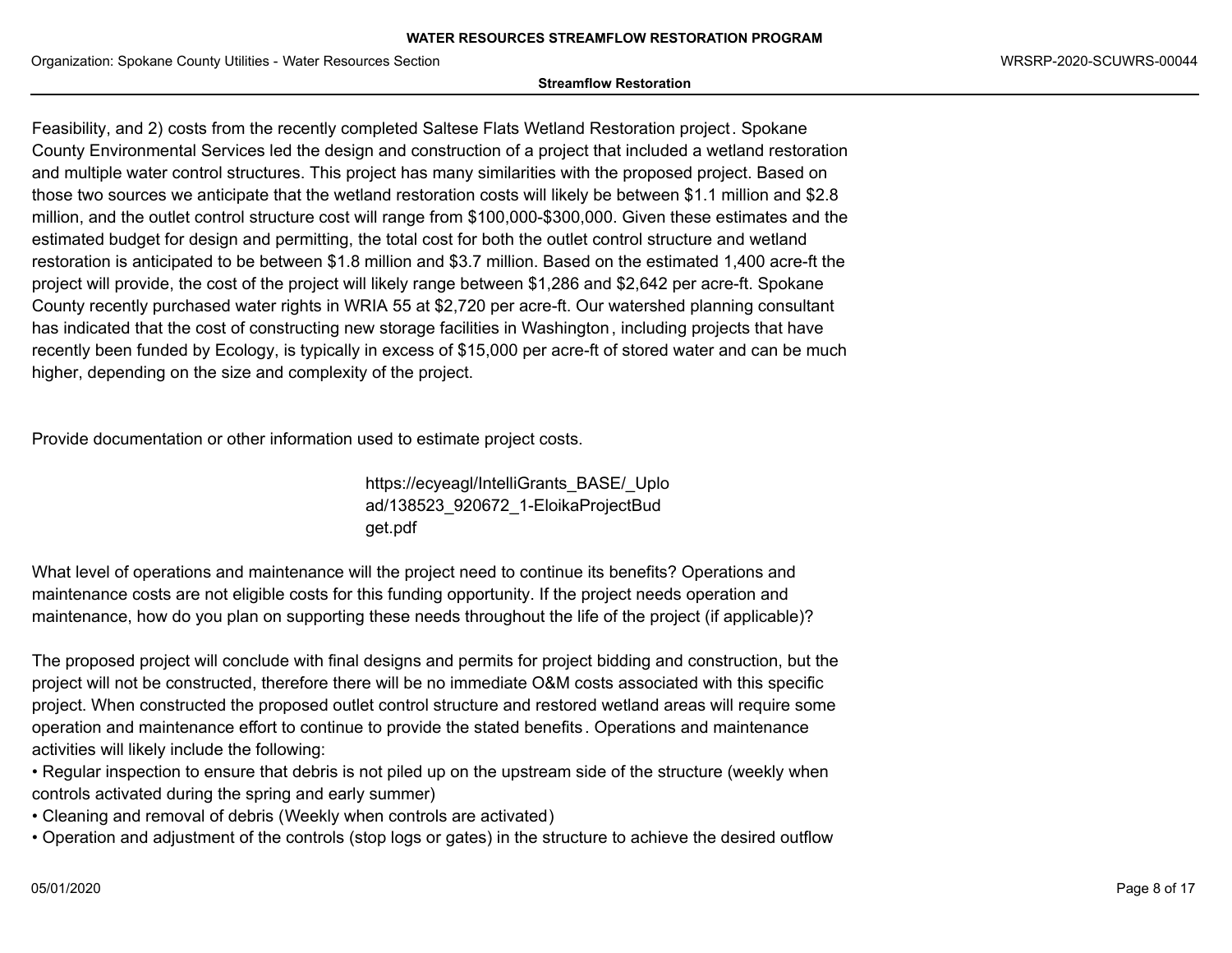Feasibility, and 2) costs from the recently completed Saltese Flats Wetland Restoration project. Spokane County Environmental Services led the design and construction of a project that included a wetland restoration and multiple water control structures. This project has many similarities with the proposed project. Based on those two sources we anticipate that the wetland restoration costs will likely be between $1.1 million and $2.8 million, and the outlet control structure cost will range from $100,000-$300,000. Given these estimates and the estimated budget for design and permitting, the total cost for both the outlet control structure and wetland restoration is anticipated to be between $1.8 million and $3.7 million. Based on the estimated 1,400 acre-ft the project will provide, the cost of the project will likely range between $1,286 and $2,642 per acre-ft. Spokane County recently purchased water rights in WRIA 55 at $2,720 per acre-ft. Our watershed planning consultant has indicated that the cost of constructing new storage facilities in Washington, including projects that have recently been funded by Ecology, is typically in excess of $15,000 per acre-ft of stored water and can be much higher, depending on the size and complexity of the project.

Provide documentation or other information used to estimate project costs.

https://ecyeagl/IntelliGrants_BASE/_Upload/138523_920672_1-EloikaProjectBudget.pdf

What level of operations and maintenance will the project need to continue its benefits? Operations and maintenance costs are not eligible costs for this funding opportunity. If the project needs operation and maintenance, how do you plan on supporting these needs throughout the life of the project (if applicable)?

The proposed project will conclude with final designs and permits for project bidding and construction, but the project will not be constructed, therefore there will be no immediate O&M costs associated with this specific project. When constructed the proposed outlet control structure and restored wetland areas will require some operation and maintenance effort to continue to provide the stated benefits. Operations and maintenance activities will likely include the following:

- Regular inspection to ensure that debris is not piled up on the upstream side of the structure (weekly when controls activated during the spring and early summer)
- Cleaning and removal of debris (Weekly when controls are activated)
- Operation and adjustment of the controls (stop logs or gates) in the structure to achieve the desired outflow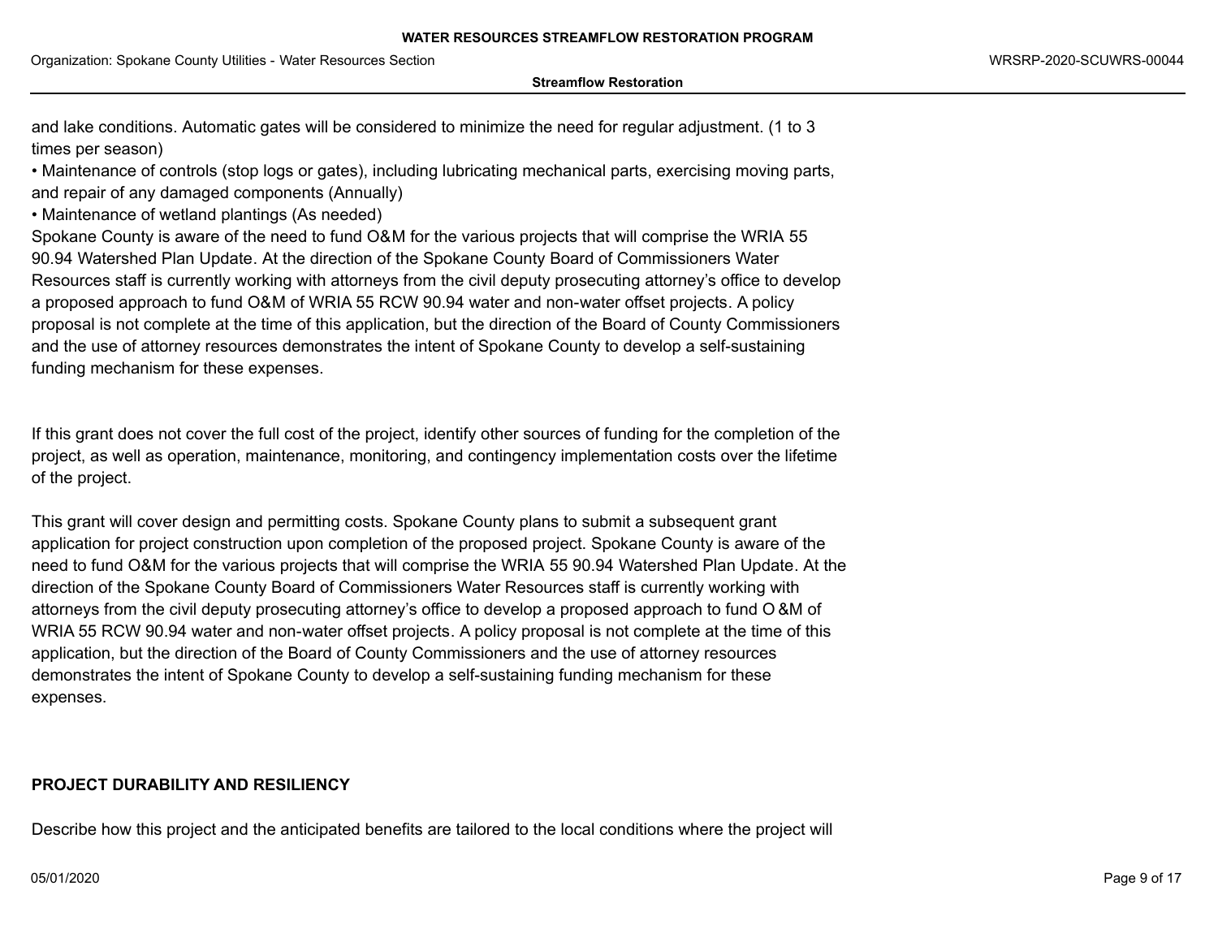and lake conditions. Automatic gates will be considered to minimize the need for regular adjustment. (1 to 3 times per season)

• Maintenance of controls (stop logs or gates), including lubricating mechanical parts, exercising moving parts, and repair of any damaged components (Annually)

• Maintenance of wetland plantings (As needed)

Spokane County is aware of the need to fund O&M for the various projects that will comprise the WRIA 55 90.94 Watershed Plan Update. At the direction of the Spokane County Board of Commissioners Water Resources staff is currently working with attorneys from the civil deputy prosecuting attorney's office to develop a proposed approach to fund O&M of WRIA 55 RCW 90.94 water and non-water offset projects. A policy proposal is not complete at the time of this application, but the direction of the Board of County Commissioners and the use of attorney resources demonstrates the intent of Spokane County to develop a self-sustaining funding mechanism for these expenses.

If this grant does not cover the full cost of the project, identify other sources of funding for the completion of the project, as well as operation, maintenance, monitoring, and contingency implementation costs over the lifetime of the project.

This grant will cover design and permitting costs. Spokane County plans to submit a subsequent grant application for project construction upon completion of the proposed project. Spokane County is aware of the need to fund O&M for the various projects that will comprise the WRIA 55 90.94 Watershed Plan Update. At the direction of the Spokane County Board of Commissioners Water Resources staff is currently working with attorneys from the civil deputy prosecuting attorney's office to develop a proposed approach to fund O &M of WRIA 55 RCW 90.94 water and non-water offset projects. A policy proposal is not complete at the time of this application, but the direction of the Board of County Commissioners and the use of attorney resources demonstrates the intent of Spokane County to develop a self-sustaining funding mechanism for these expenses.

## PROJECT DURABILITY AND RESILIENCY

Describe how this project and the anticipated benefits are tailored to the local conditions where the project will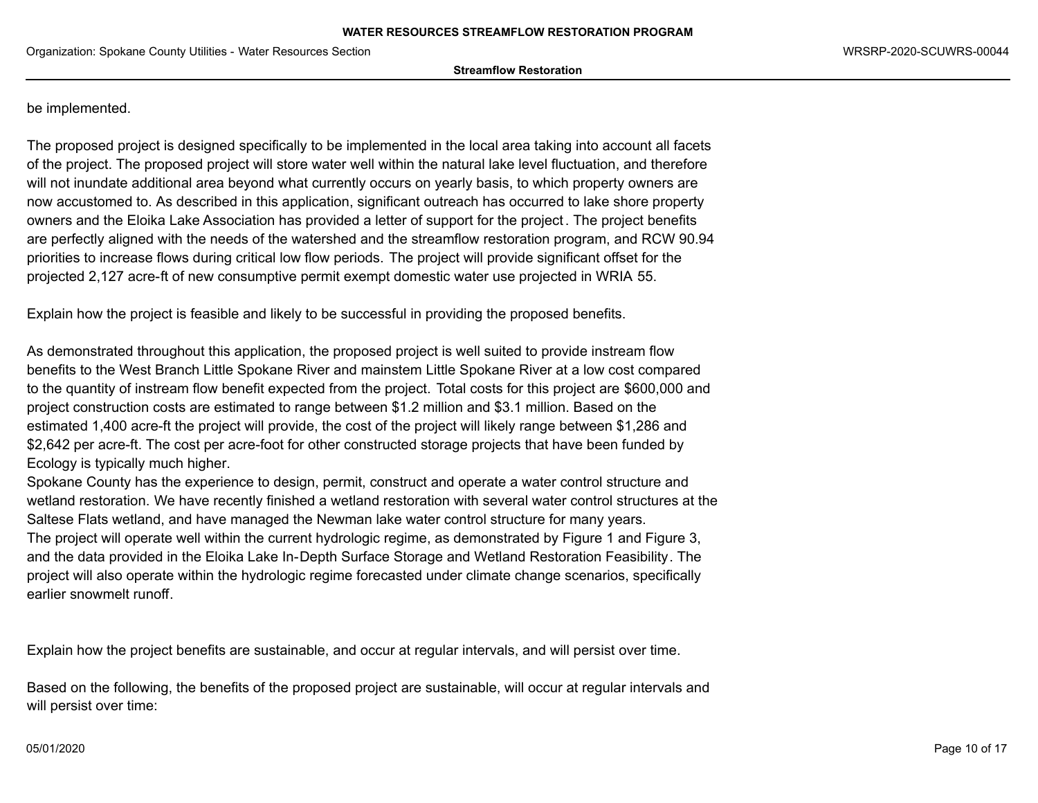be implemented.

The proposed project is designed specifically to be implemented in the local area taking into account all facets of the project. The proposed project will store water well within the natural lake level fluctuation, and therefore will not inundate additional area beyond what currently occurs on yearly basis, to which property owners are now accustomed to. As described in this application, significant outreach has occurred to lake shore property owners and the Eloika Lake Association has provided a letter of support for the project. The project benefits are perfectly aligned with the needs of the watershed and the streamflow restoration program, and RCW 90.94 priorities to increase flows during critical low flow periods. The project will provide significant offset for the projected 2,127 acre-ft of new consumptive permit exempt domestic water use projected in WRIA 55.

Explain how the project is feasible and likely to be successful in providing the proposed benefits.

As demonstrated throughout this application, the proposed project is well suited to provide instream flow benefits to the West Branch Little Spokane River and mainstem Little Spokane River at a low cost compared to the quantity of instream flow benefit expected from the project. Total costs for this project are $600,000 and project construction costs are estimated to range between $1.2 million and $3.1 million. Based on the estimated 1,400 acre-ft the project will provide, the cost of the project will likely range between $1,286 and $2,642 per acre-ft. The cost per acre-foot for other constructed storage projects that have been funded by Ecology is typically much higher.
Spokane County has the experience to design, permit, construct and operate a water control structure and wetland restoration. We have recently finished a wetland restoration with several water control structures at the Saltese Flats wetland, and have managed the Newman lake water control structure for many years.
The project will operate well within the current hydrologic regime, as demonstrated by Figure 1 and Figure 3, and the data provided in the Eloika Lake In-Depth Surface Storage and Wetland Restoration Feasibility. The project will also operate within the hydrologic regime forecasted under climate change scenarios, specifically earlier snowmelt runoff.

Explain how the project benefits are sustainable, and occur at regular intervals, and will persist over time.

Based on the following, the benefits of the proposed project are sustainable, will occur at regular intervals and will persist over time: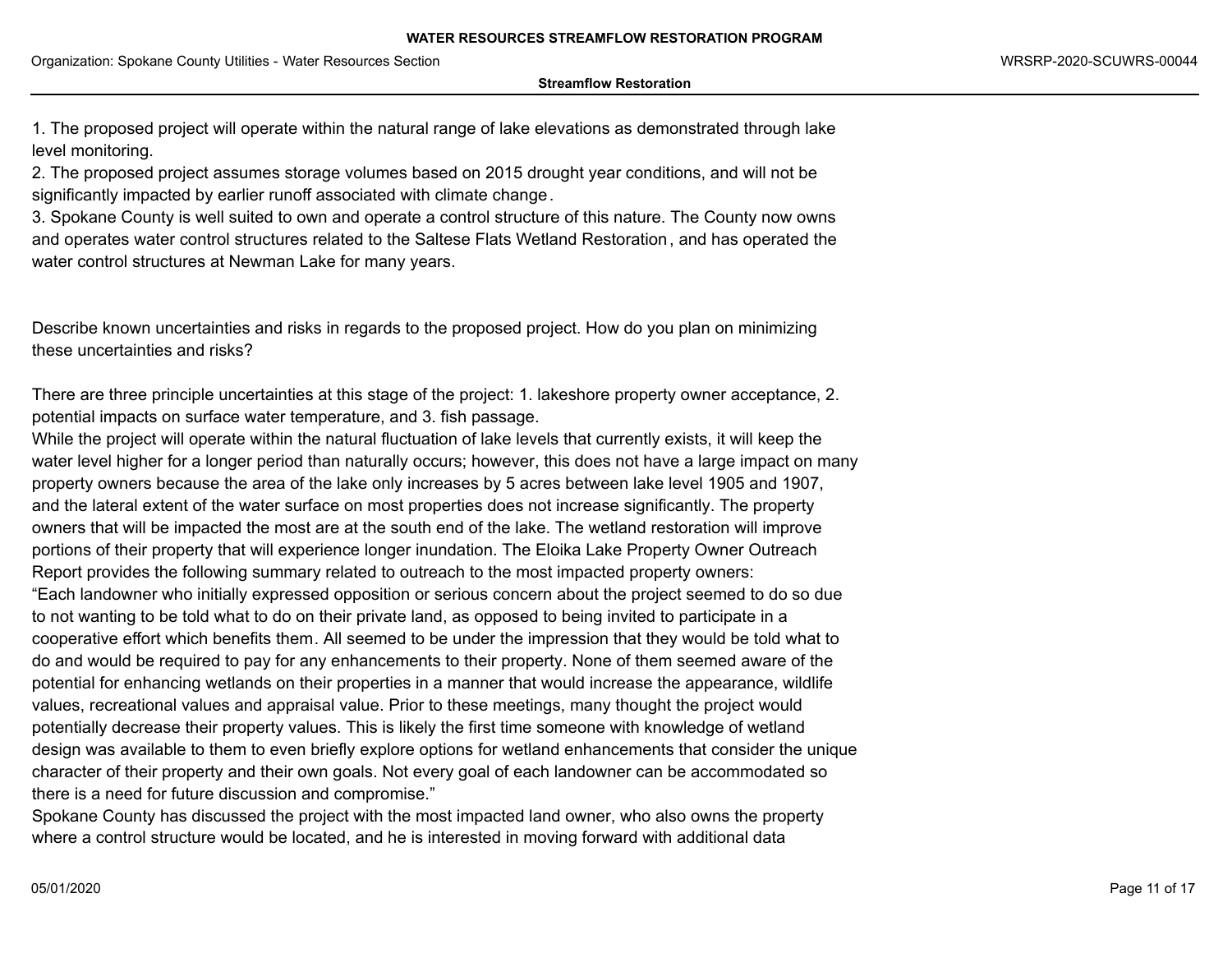1. The proposed project will operate within the natural range of lake elevations as demonstrated through lake level monitoring.
2. The proposed project assumes storage volumes based on 2015 drought year conditions, and will not be significantly impacted by earlier runoff associated with climate change.
3. Spokane County is well suited to own and operate a control structure of this nature. The County now owns and operates water control structures related to the Saltese Flats Wetland Restoration, and has operated the water control structures at Newman Lake for many years.

Describe known uncertainties and risks in regards to the proposed project. How do you plan on minimizing these uncertainties and risks?

There are three principle uncertainties at this stage of the project: 1. lakeshore property owner acceptance, 2. potential impacts on surface water temperature, and 3. fish passage.

While the project will operate within the natural fluctuation of lake levels that currently exists, it will keep the water level higher for a longer period than naturally occurs; however, this does not have a large impact on many property owners because the area of the lake only increases by 5 acres between lake level 1905 and 1907, and the lateral extent of the water surface on most properties does not increase significantly. The property owners that will be impacted the most are at the south end of the lake. The wetland restoration will improve portions of their property that will experience longer inundation. The Eloika Lake Property Owner Outreach Report provides the following summary related to outreach to the most impacted property owners:

"Each landowner who initially expressed opposition or serious concern about the project seemed to do so due to not wanting to be told what to do on their private land, as opposed to being invited to participate in a cooperative effort which benefits them. All seemed to be under the impression that they would be told what to do and would be required to pay for any enhancements to their property. None of them seemed aware of the potential for enhancing wetlands on their properties in a manner that would increase the appearance, wildlife values, recreational values and appraisal value. Prior to these meetings, many thought the project would potentially decrease their property values. This is likely the first time someone with knowledge of wetland design was available to them to even briefly explore options for wetland enhancements that consider the unique character of their property and their own goals. Not every goal of each landowner can be accommodated so there is a need for future discussion and compromise."

Spokane County has discussed the project with the most impacted land owner, who also owns the property where a control structure would be located, and he is interested in moving forward with additional data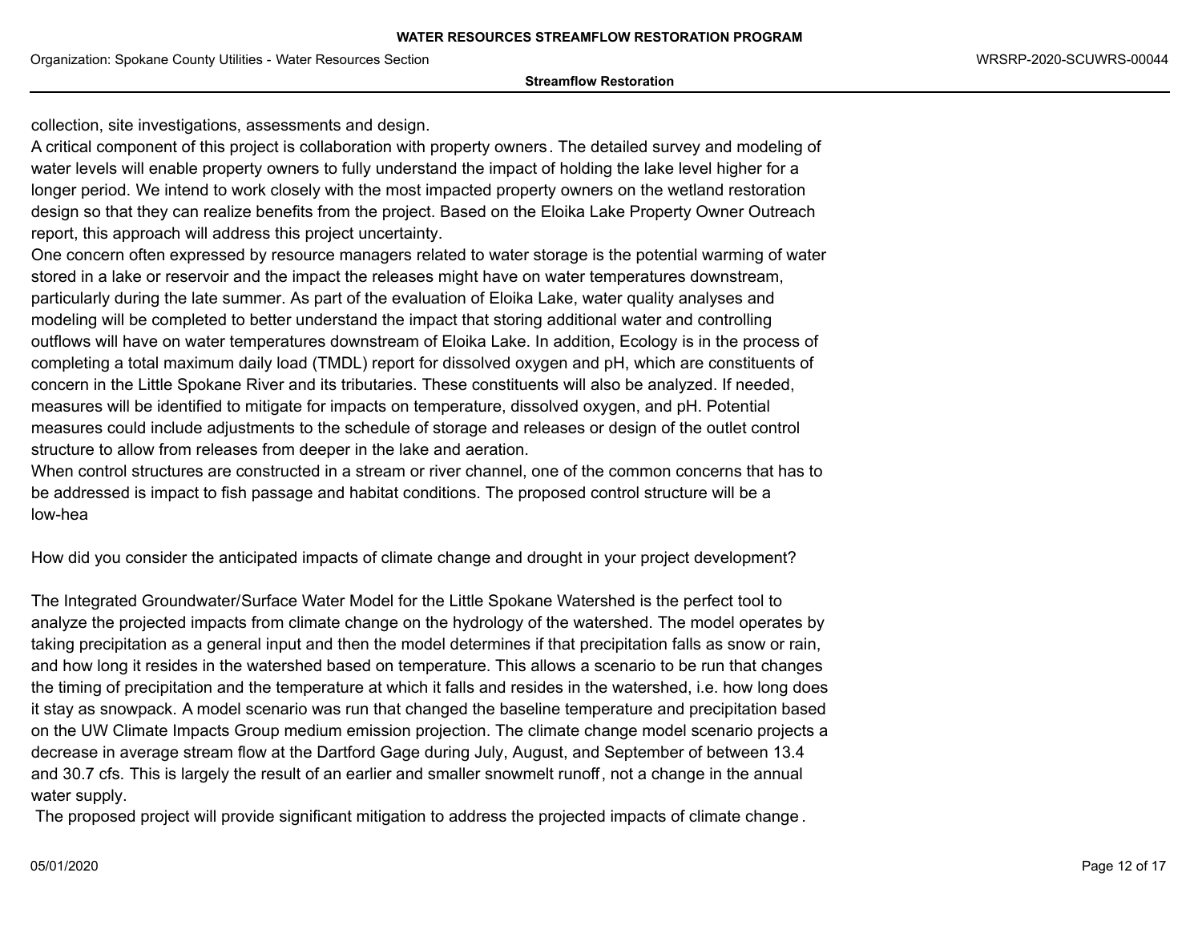collection, site investigations, assessments and design.
A critical component of this project is collaboration with property owners. The detailed survey and modeling of water levels will enable property owners to fully understand the impact of holding the lake level higher for a longer period. We intend to work closely with the most impacted property owners on the wetland restoration design so that they can realize benefits from the project. Based on the Eloika Lake Property Owner Outreach report, this approach will address this project uncertainty.
One concern often expressed by resource managers related to water storage is the potential warming of water stored in a lake or reservoir and the impact the releases might have on water temperatures downstream, particularly during the late summer. As part of the evaluation of Eloika Lake, water quality analyses and modeling will be completed to better understand the impact that storing additional water and controlling outflows will have on water temperatures downstream of Eloika Lake. In addition, Ecology is in the process of completing a total maximum daily load (TMDL) report for dissolved oxygen and pH, which are constituents of concern in the Little Spokane River and its tributaries. These constituents will also be analyzed. If needed, measures will be identified to mitigate for impacts on temperature, dissolved oxygen, and pH. Potential measures could include adjustments to the schedule of storage and releases or design of the outlet control structure to allow from releases from deeper in the lake and aeration.
When control structures are constructed in a stream or river channel, one of the common concerns that has to be addressed is impact to fish passage and habitat conditions. The proposed control structure will be a low-hea

How did you consider the anticipated impacts of climate change and drought in your project development?

The Integrated Groundwater/Surface Water Model for the Little Spokane Watershed is the perfect tool to analyze the projected impacts from climate change on the hydrology of the watershed. The model operates by taking precipitation as a general input and then the model determines if that precipitation falls as snow or rain, and how long it resides in the watershed based on temperature. This allows a scenario to be run that changes the timing of precipitation and the temperature at which it falls and resides in the watershed, i.e. how long does it stay as snowpack. A model scenario was run that changed the baseline temperature and precipitation based on the UW Climate Impacts Group medium emission projection. The climate change model scenario projects a decrease in average stream flow at the Dartford Gage during July, August, and September of between 13.4 and 30.7 cfs. This is largely the result of an earlier and smaller snowmelt runoff, not a change in the annual water supply.
The proposed project will provide significant mitigation to address the projected impacts of climate change.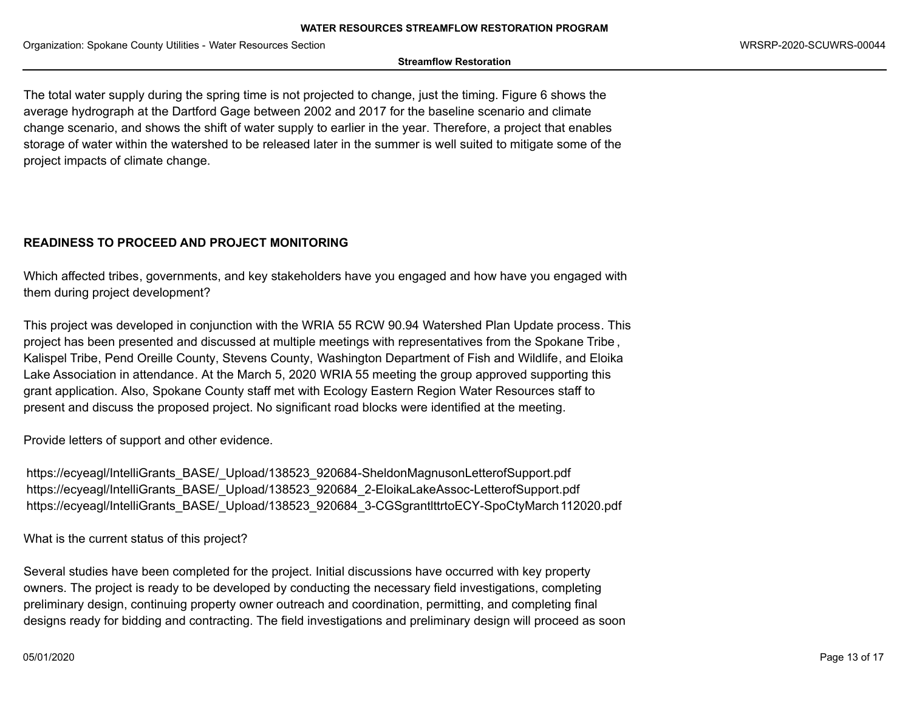The total water supply during the spring time is not projected to change, just the timing. Figure 6 shows the average hydrograph at the Dartford Gage between 2002 and 2017 for the baseline scenario and climate change scenario, and shows the shift of water supply to earlier in the year. Therefore, a project that enables storage of water within the watershed to be released later in the summer is well suited to mitigate some of the project impacts of climate change.

## READINESS TO PROCEED AND PROJECT MONITORING

Which affected tribes, governments, and key stakeholders have you engaged and how have you engaged with them during project development?

This project was developed in conjunction with the WRIA 55 RCW 90.94 Watershed Plan Update process. This project has been presented and discussed at multiple meetings with representatives from the Spokane Tribe, Kalispel Tribe, Pend Oreille County, Stevens County, Washington Department of Fish and Wildlife, and Eloika Lake Association in attendance. At the March 5, 2020 WRIA 55 meeting the group approved supporting this grant application. Also, Spokane County staff met with Ecology Eastern Region Water Resources staff to present and discuss the proposed project. No significant road blocks were identified at the meeting.

Provide letters of support and other evidence.

https://ecyeagl/IntelliGrants_BASE/_Upload/138523_920684-SheldonMagnusonLetterofSupport.pdf
https://ecyeagl/IntelliGrants_BASE/_Upload/138523_920684_2-EloikaLakeAssoc-LetterofSupport.pdf
https://ecyeagl/IntelliGrants_BASE/_Upload/138523_920684_3-CGSgrantlttrtoECY-SpoCtyMarch112020.pdf

What is the current status of this project?

Several studies have been completed for the project. Initial discussions have occurred with key property owners. The project is ready to be developed by conducting the necessary field investigations, completing preliminary design, continuing property owner outreach and coordination, permitting, and completing final designs ready for bidding and contracting. The field investigations and preliminary design will proceed as soon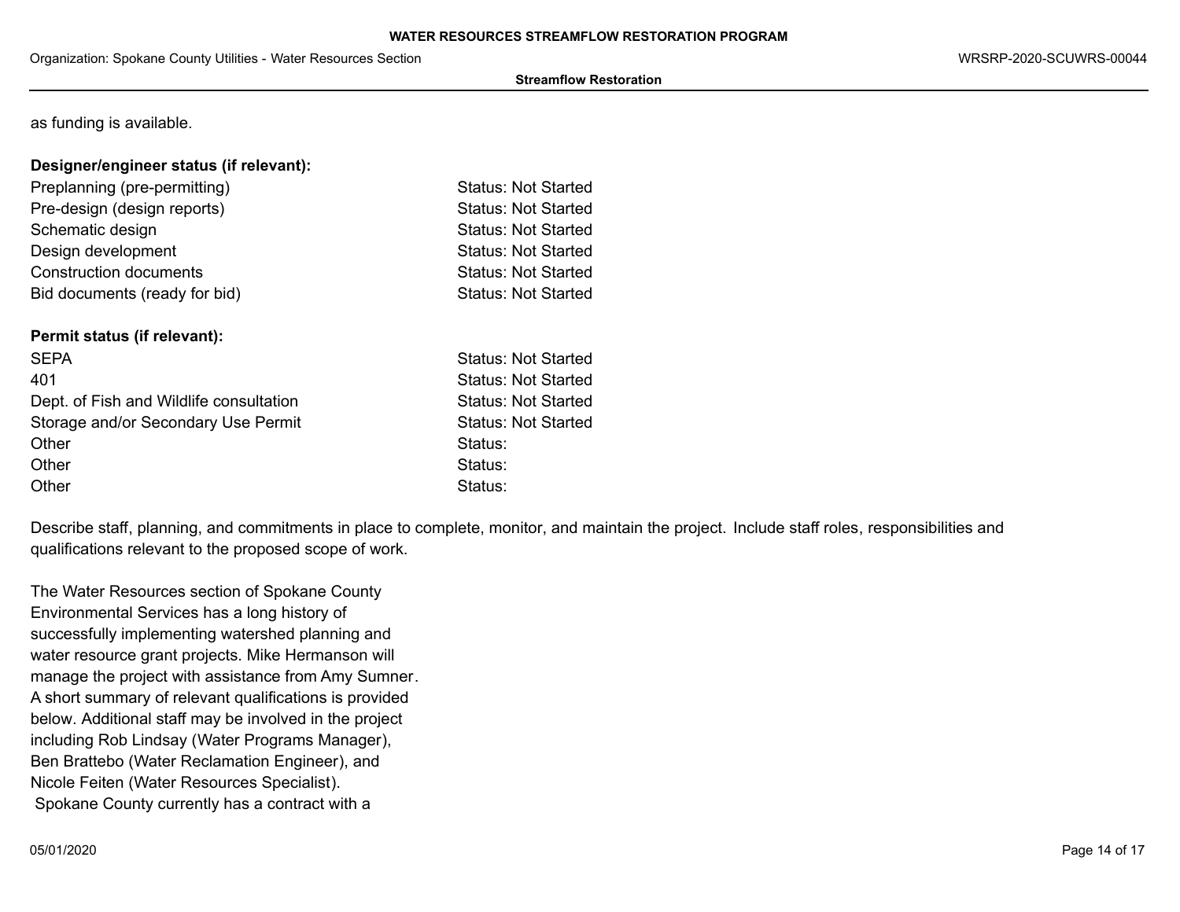as funding is available.

**Designer/engineer status (if relevant):**

| | |
|---|---|
| Preplanning (pre-permitting) | Status: Not Started |
| Pre-design (design reports) | Status: Not Started |
| Schematic design | Status: Not Started |
| Design development | Status: Not Started |
| Construction documents | Status: Not Started |
| Bid documents (ready for bid) | Status: Not Started |

**Permit status (if relevant):**

| | |
|---|---|
| SEPA | Status: Not Started |
| 401 | Status: Not Started |
| Dept. of Fish and Wildlife consultation | Status: Not Started |
| Storage and/or Secondary Use Permit | Status: Not Started |
| Other | Status: |
| Other | Status: |
| Other | Status: |

Describe staff, planning, and commitments in place to complete, monitor, and maintain the project. Include staff roles, responsibilities and qualifications relevant to the proposed scope of work.

The Water Resources section of Spokane County Environmental Services has a long history of successfully implementing watershed planning and water resource grant projects. Mike Hermanson will manage the project with assistance from Amy Sumner. A short summary of relevant qualifications is provided below. Additional staff may be involved in the project including Rob Lindsay (Water Programs Manager), Ben Brattebo (Water Reclamation Engineer), and Nicole Feiten (Water Resources Specialist).
Spokane County currently has a contract with a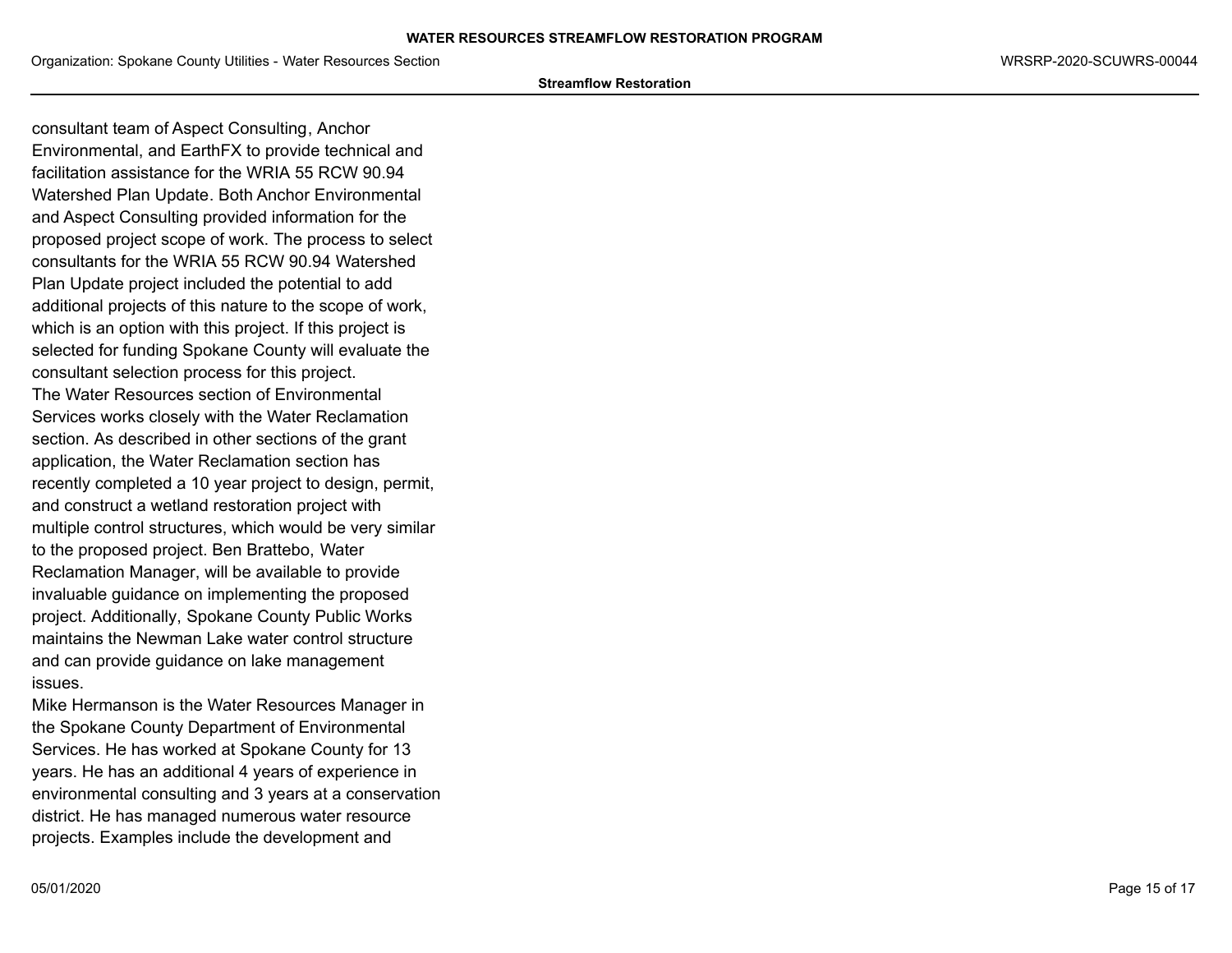consultant team of Aspect Consulting, Anchor Environmental, and EarthFX to provide technical and facilitation assistance for the WRIA 55 RCW 90.94 Watershed Plan Update. Both Anchor Environmental and Aspect Consulting provided information for the proposed project scope of work. The process to select consultants for the WRIA 55 RCW 90.94 Watershed Plan Update project included the potential to add additional projects of this nature to the scope of work, which is an option with this project. If this project is selected for funding Spokane County will evaluate the consultant selection process for this project.

The Water Resources section of Environmental Services works closely with the Water Reclamation section. As described in other sections of the grant application, the Water Reclamation section has recently completed a 10 year project to design, permit, and construct a wetland restoration project with multiple control structures, which would be very similar to the proposed project. Ben Brattebo, Water Reclamation Manager, will be available to provide invaluable guidance on implementing the proposed project. Additionally, Spokane County Public Works maintains the Newman Lake water control structure and can provide guidance on lake management issues.

Mike Hermanson is the Water Resources Manager in the Spokane County Department of Environmental Services. He has worked at Spokane County for 13 years. He has an additional 4 years of experience in environmental consulting and 3 years at a conservation district. He has managed numerous water resource projects. Examples include the development and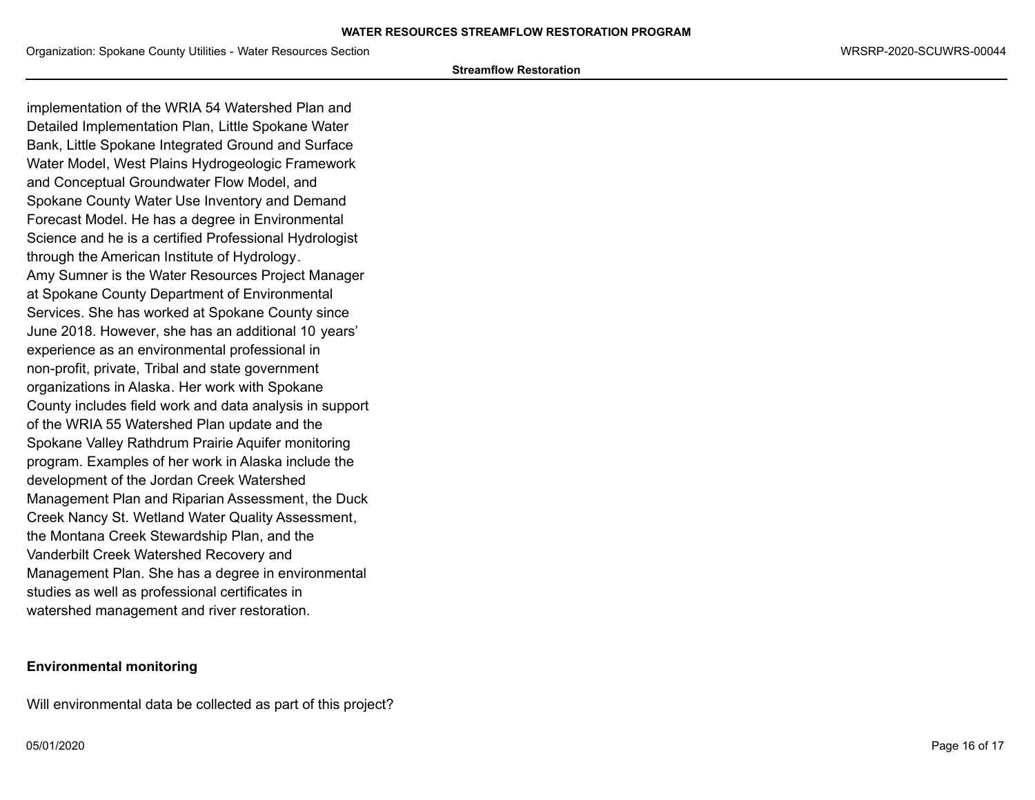implementation of the WRIA 54 Watershed Plan and Detailed Implementation Plan, Little Spokane Water Bank, Little Spokane Integrated Ground and Surface Water Model, West Plains Hydrogeologic Framework and Conceptual Groundwater Flow Model, and Spokane County Water Use Inventory and Demand Forecast Model. He has a degree in Environmental Science and he is a certified Professional Hydrologist through the American Institute of Hydrology.

Amy Sumner is the Water Resources Project Manager at Spokane County Department of Environmental Services. She has worked at Spokane County since June 2018. However, she has an additional 10 years' experience as an environmental professional in non-profit, private, Tribal and state government organizations in Alaska. Her work with Spokane County includes field work and data analysis in support of the WRIA 55 Watershed Plan update and the Spokane Valley Rathdrum Prairie Aquifer monitoring program. Examples of her work in Alaska include the development of the Jordan Creek Watershed Management Plan and Riparian Assessment, the Duck Creek Nancy St. Wetland Water Quality Assessment, the Montana Creek Stewardship Plan, and the Vanderbilt Creek Watershed Recovery and Management Plan. She has a degree in environmental studies as well as professional certificates in watershed management and river restoration.

**Environmental monitoring**

Will environmental data be collected as part of this project?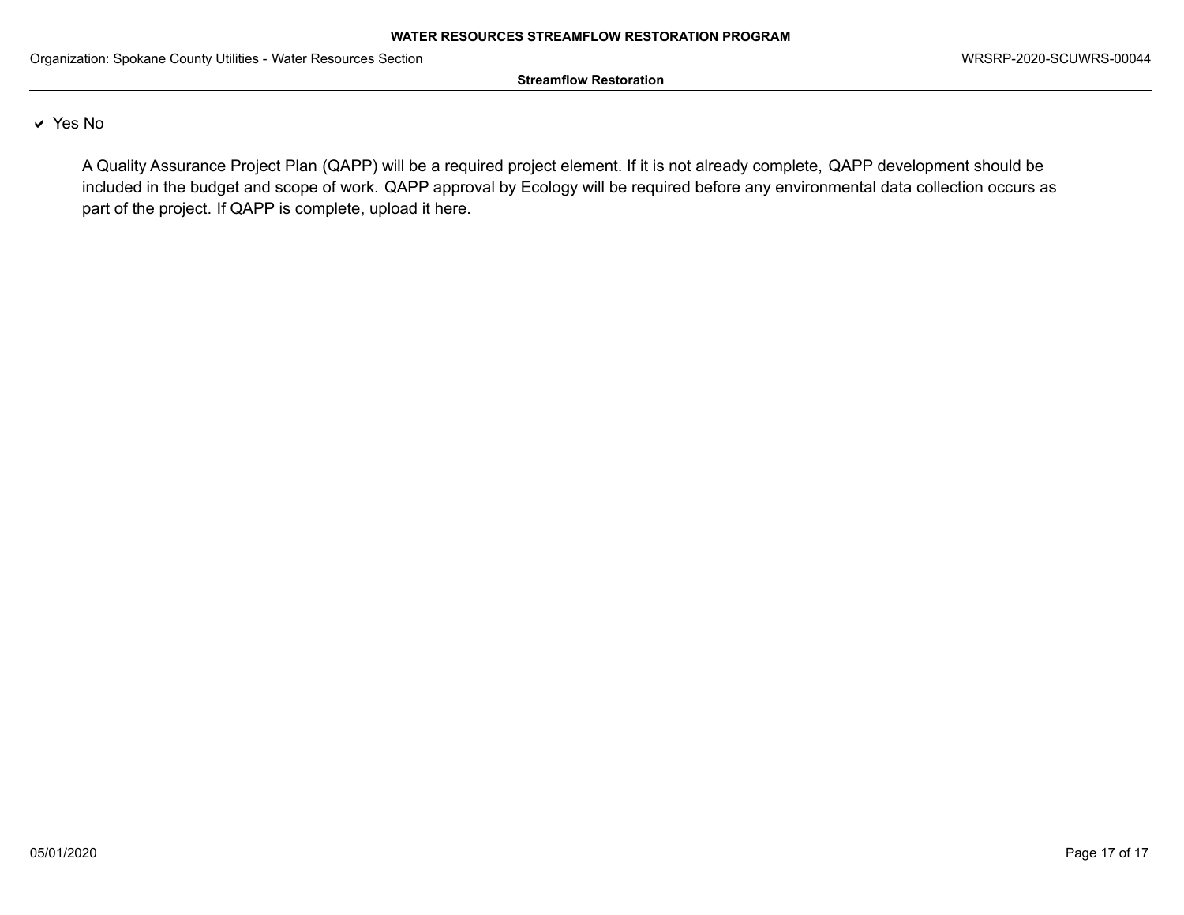✔ Yes No

A Quality Assurance Project Plan (QAPP) will be a required project element. If it is not already complete, QAPP development should be included in the budget and scope of work. QAPP approval by Ecology will be required before any environmental data collection occurs as part of the project. If QAPP is complete, upload it here.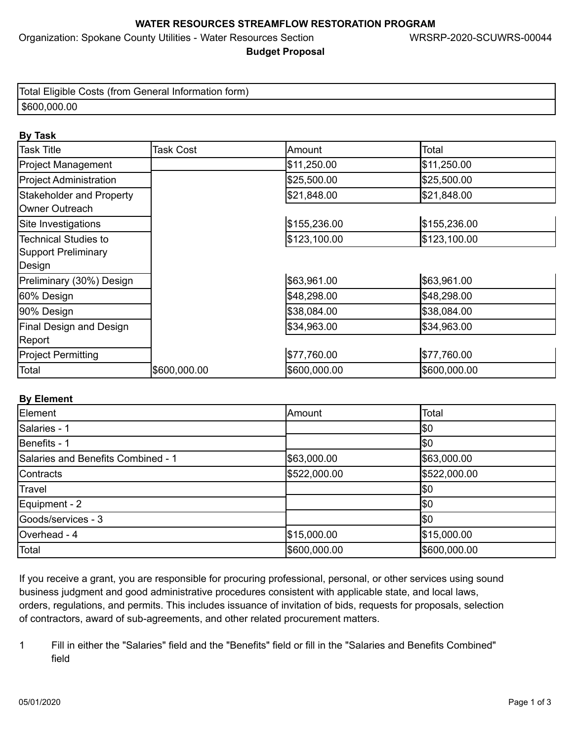## WATER RESOURCES STREAMFLOW RESTORATION PROGRAM

Organization: Spokane County Utilities - Water Resources Section WRSRP-2020-SCUWRS-00044

**Budget Proposal**

| Total Eligible Costs (from General Information form) |
|---|
| $600,000.00 |

**By Task**

| Task Title | Task Cost | Amount | Total |
|---|---|---|---|
| Project Management | | $11,250.00 | $11,250.00 |
| Project Administration | | $25,500.00 | $25,500.00 |
| Stakeholder and Property Owner Outreach | | $21,848.00 | $21,848.00 |
| Site Investigations | | $155,236.00 | $155,236.00 |
| Technical Studies to Support Preliminary Design | | $123,100.00 | $123,100.00 |
| Preliminary (30%) Design | | $63,961.00 | $63,961.00 |
| 60% Design | | $48,298.00 | $48,298.00 |
| 90% Design | | $38,084.00 | $38,084.00 |
| Final Design and Design Report | | $34,963.00 | $34,963.00 |
| Project Permitting | | $77,760.00 | $77,760.00 |
| Total | $600,000.00 | $600,000.00 | $600,000.00 |

**By Element**

| Element | Amount | Total |
|---|---|---|
| Salaries - 1 | | $0 |
| Benefits - 1 | | $0 |
| Salaries and Benefits Combined - 1 | $63,000.00 | $63,000.00 |
| Contracts | $522,000.00 | $522,000.00 |
| Travel | | $0 |
| Equipment - 2 | | $0 |
| Goods/services - 3 | | $0 |
| Overhead - 4 | $15,000.00 | $15,000.00 |
| Total | $600,000.00 | $600,000.00 |

If you receive a grant, you are responsible for procuring professional, personal, or other services using sound business judgment and good administrative procedures consistent with applicable state, and local laws, orders, regulations, and permits. This includes issuance of invitation of bids, requests for proposals, selection of contractors, award of sub-agreements, and other related procurement matters.

1 Fill in either the "Salaries" field and the "Benefits" field or fill in the "Salaries and Benefits Combined" field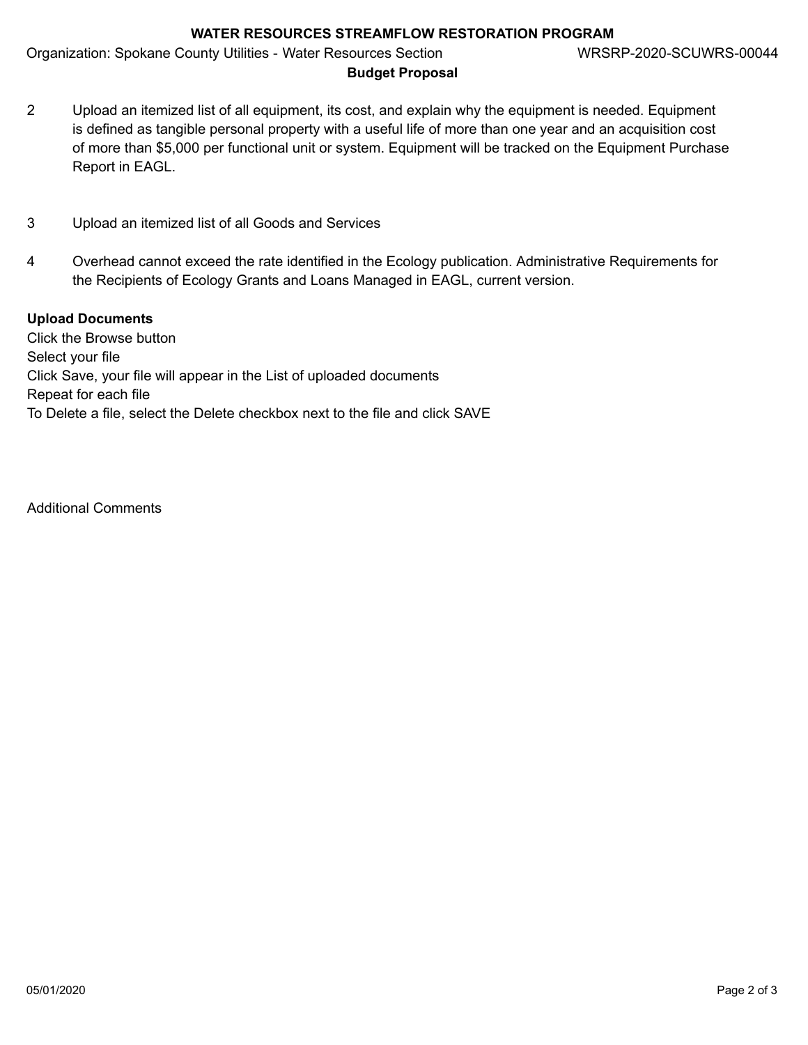2. Upload an itemized list of all equipment, its cost, and explain why the equipment is needed. Equipment is defined as tangible personal property with a useful life of more than one year and an acquisition cost of more than $5,000 per functional unit or system. Equipment will be tracked on the Equipment Purchase Report in EAGL.

3. Upload an itemized list of all Goods and Services

4. Overhead cannot exceed the rate identified in the Ecology publication. Administrative Requirements for the Recipients of Ecology Grants and Loans Managed in EAGL, current version.

**Upload Documents**

Click the Browse button
Select your file
Click Save, your file will appear in the List of uploaded documents
Repeat for each file
To Delete a file, select the Delete checkbox next to the file and click SAVE

Additional Comments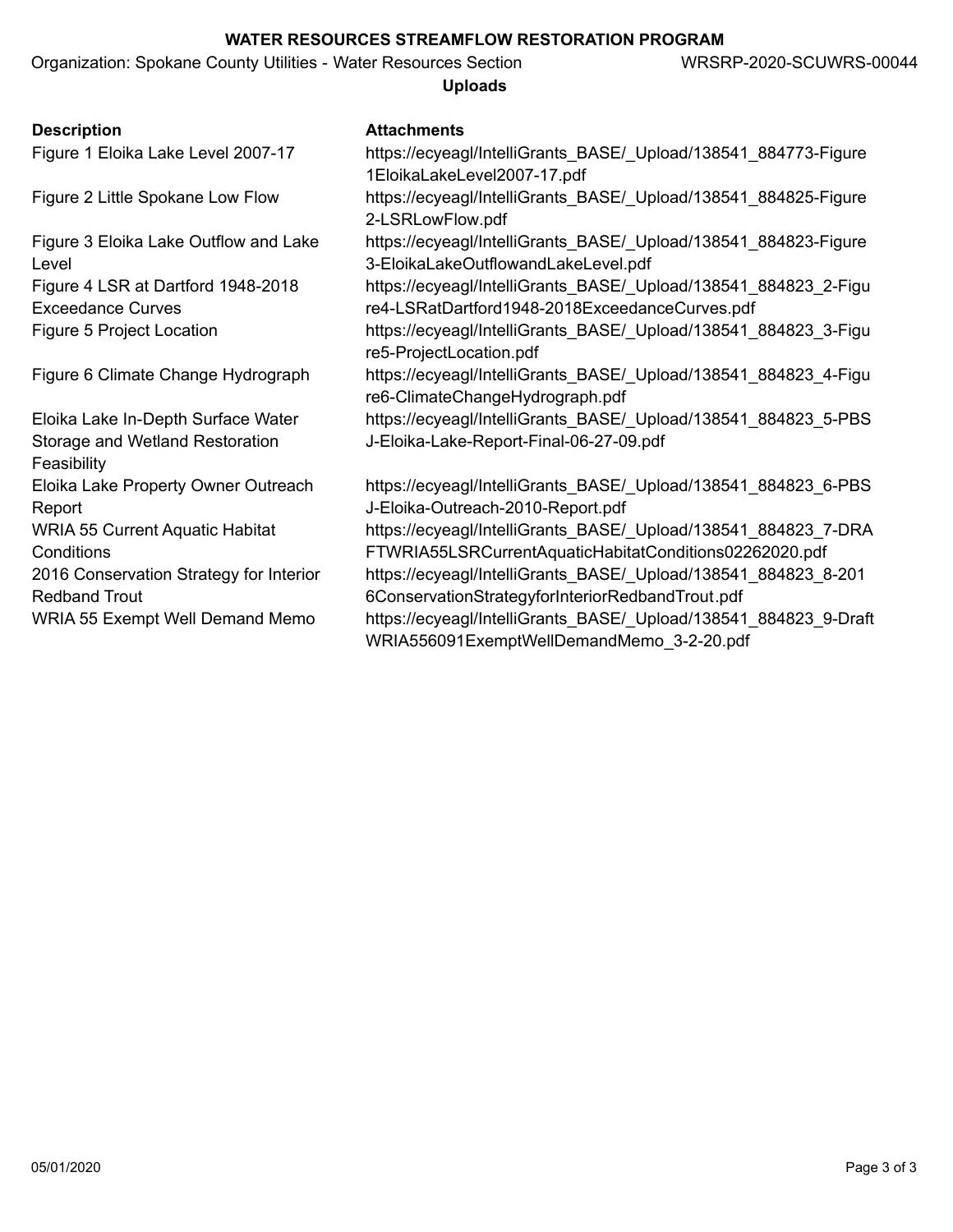**WATER RESOURCES STREAMFLOW RESTORATION PROGRAM**

Organization: Spokane County Utilities - Water Resources Section WRSRP-2020-SCUWRS-00044

**Uploads**

| **Description** | **Attachments** |
| --- | --- |
| Figure 1 Eloika Lake Level 2007-17 | https://ecyeagl/IntelliGrants_BASE/_Upload/138541_884773-Figure1EloikaLakeLevel2007-17.pdf |
| Figure 2 Little Spokane Low Flow | https://ecyeagl/IntelliGrants_BASE/_Upload/138541_884825-Figure2-LSRLowFlow.pdf |
| Figure 3 Eloika Lake Outflow and Lake Level | https://ecyeagl/IntelliGrants_BASE/_Upload/138541_884823-Figure3-EloikaLakeOutflowandLakeLevel.pdf |
| Figure 4 LSR at Dartford 1948-2018 Exceedance Curves | https://ecyeagl/IntelliGrants_BASE/_Upload/138541_884823_2-Figure4-LSRatDartford1948-2018ExceedanceCurves.pdf |
| Figure 5 Project Location | https://ecyeagl/IntelliGrants_BASE/_Upload/138541_884823_3-Figure5-ProjectLocation.pdf |
| Figure 6 Climate Change Hydrograph | https://ecyeagl/IntelliGrants_BASE/_Upload/138541_884823_4-Figure6-ClimateChangeHydrograph.pdf |
| Eloika Lake In-Depth Surface Water Storage and Wetland Restoration Feasibility | https://ecyeagl/IntelliGrants_BASE/_Upload/138541_884823_5-PBSJ-Eloika-Lake-Report-Final-06-27-09.pdf |
| Eloika Lake Property Owner Outreach Report | https://ecyeagl/IntelliGrants_BASE/_Upload/138541_884823_6-PBSJ-Eloika-Outreach-2010-Report.pdf |
| WRIA 55 Current Aquatic Habitat Conditions | https://ecyeagl/IntelliGrants_BASE/_Upload/138541_884823_7-DRAFTWRIA55LSRCurrentAquaticHabitatConditions02262020.pdf |
| 2016 Conservation Strategy for Interior Redband Trout | https://ecyeagl/IntelliGrants_BASE/_Upload/138541_884823_8-2016ConservationStrategyforInteriorRedbandTrout.pdf |
| WRIA 55 Exempt Well Demand Memo | https://ecyeagl/IntelliGrants_BASE/_Upload/138541_884823_9-DraftWRIA556091ExemptWellDemandMemo_3-2-20.pdf |